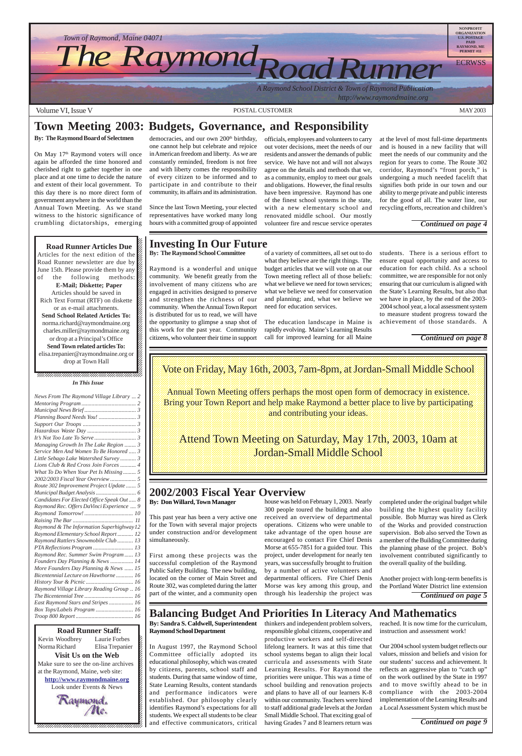Town of Raymond, Maine 04071

# The Raymond Road Runner

*A Raymond School District & Town of Raymond Publication*

*http://www.raymondmaine.org*

NONPROFIT ORGANIZATION U.S. POSTAGE PAID RAYMOND, ME PERMIT #11

ECRWSS

Volume VI, Issue V — POSTAL CUSTOMER — MAY 2003

## Town Meeting 2003: Budgets, Governance, and Responsibility

**By: The Raymond Board of Selectmen**

On May 17th Raymond voters will once again be afforded the time honored and cherished right to gather together in one place and at one time to decide the nature and extent of their local government. To this day there is no more direct form of government anywhere in the world than the Annual Town Meeting. As we stand witness to the historic significance of crumbling dictatorships, emerging democracies, and our own 200th birthday, one cannot help but celebrate and rejoice in American freedom and liberty. As we are constantly reminded, freedom is not free and with liberty comes the responsibility of every citizen to be informed and to participate in and contribute to their community, its affairs and its administration.

Since the last Town Meeting, your elected representatives have worked many long hours with a committed group of appointed officials, employees and volunteers to carry out voter decisions, meet the needs of our residents and answer the demands of public service. We have not and will not always agree on the details and methods that we, as a community, employ to meet our goals and obligations. However, the final results have been impressive. Raymond has one of the finest school systems in the state, with a new elementary school and renovated middle school. Our mostly volunteer fire and rescue service operates at the level of most full-time departments and is housed in a new facility that will meet the needs of our community and the region for years to come. The Route 302 corridor, Raymond's "front porch," is undergoing a much needed facelift that signifies both pride in our town and our ability to merge private and public interests for the good of all. The water line, our recycling efforts, recreation and children's

***Continued on page 4***

### Road Runner Articles Due

Articles for the next edition of the Road Runner newsletter are due by June 15th. Please provide them by any of the following methods:

**E-Mail; Diskette; Paper**

Articles should be saved in Rich Text Format (RTF) on diskette or as e-mail attachments.

**Send School Related Articles To:**
norma.richard@raymondmaine.org
charles.miller@raymondmaine.org
or drop at a Principal's Office

**Send Town related articles To:**
elisa.trepanier@raymondmaine.org or drop at Town Hall

### *In This Issue*

- *News From The Raymond Village Library* ... 2
- *Mentoring Program* ... 2
- *Municipal News Brief* ... 3
- *Planning Board Needs You!* ... 3
- *Support Our Troops* ... 3
- *Hazardous Waste Day* ... 3
- *It's Not Too Late To Serve* ... 3
- *Managing Growth In The Lake Region* ... 3
- *Service Men And Women To Be Honored* ... 3
- *Little Sebago Lake Watershed Survey* ... 3
- *Lions Club & Red Cross Join Forces* ... 4
- *What To Do When Your Pet Is Missing* ... 5
- *2002/2003 Fiscal Year Overview* ... 5
- *Route 302 Improvement Project Update* ... 5
- *Municipal Budget Analysis* ... 6
- *Candidates For Elected Office Speak Out* ... 8
- *Raymond Rec. Offers DaVinci Experience* ... 9
- *Raymond Tomorrow!* ... 10
- *Raising The Bar* ... 11
- *Raymond & The Information Superhighway* 12
- *Raymond Elementary School Report* ... 12
- *Raymond Rattlers Snowmobile Club* ... 13
- *PTA Reflections Program* ... 13
- *Raymond Rec. Summer Swim Program* ... 13
- *Founders Day Planning & News* ... 14
- *More Founders Day Planning & News* ... 15
- *Bicentennial Lecture on Hawthorne* ... 16
- *History Tour & Picnic* ... 16
- *Raymond Village Library Reading Group* .. 16
- *The Bicentennial Tree* ... 16
- *East Raymond Stars and Stripes* ... 16
- *Box Tops/Labels Program* ... 16
- *Troop 800 Report* ... 16

### Road Runner Staff:

Kevin Woodbrey, Laurie Forbes, Norma Richard, Elisa Trepanier

**Visit Us on the Web**

Make sure to see the on-line archives at the Raymond, Maine, web site:

**http://www.raymondmaine.org**

Look under Events & News

## Investing In Our Future

**By: The Raymond School Committee**

Raymond is a wonderful and unique community. We benefit greatly from the involvement of many citizens who are engaged in activities designed to preserve and strengthen the richness of our community. When the Annual Town Report is distributed for us to read, we will have the opportunity to glimpse a snap shot of this work for the past year. Community citizens, who volunteer their time in support of a variety of committees, all set out to do what they believe are the right things. The budget articles that we will vote on at our Town meeting reflect all of those beliefs: what we believe we need for town services; what we believe we need for conservation and planning; and, what we believe we need for education services.

The education landscape in Maine is rapidly evolving. Maine's Learning Results call for improved learning for all Maine students. There is a serious effort to ensure equal opportunity and access to education for each child. As a school committee, we are responsible for not only ensuring that our curriculum is aligned with the State's Learning Results, but also that we have in place, by the end of the 2003-2004 school year, a local assessment system to measure student progress toward the achievement of those standards. A

***Continued on page 8***

Vote on Friday, May 16th, 2003, 7am-8pm, at Jordan-Small Middle School

Annual Town Meeting offers perhaps the most open form of democracy in existence. Bring your Town Report and help make Raymond a better place to live by participating and contributing your ideas.

Attend Town Meeting on Saturday, May 17th, 2003, 10am at Jordan-Small Middle School

## 2002/2003 Fiscal Year Overview

**By: Don Willard, Town Manager**

This past year has been a very active one for the Town with several major projects under construction and/or development simultaneously.

First among these projects was the successful completion of the Raymond Public Safety Building. The new building, located on the corner of Main Street and Route 302, was completed during the latter part of the winter, and a community open house was held on February 1, 2003. Nearly 300 people toured the building and also received an overview of departmental operations. Citizens who were unable to take advantage of the open house are encouraged to contact Fire Chief Denis Morse at 655-7851 for a guided tour. This project, under development for nearly ten years, was successfully brought to fruition by a number of active volunteers and departmental officers. Fire Chief Denis Morse was key among this group, and through his leadership the project was completed under the original budget while building the highest quality facility possible. Bob Murray was hired as Clerk of the Works and provided construction supervision. Bob also served the Town as a member of the Building Committee during the planning phase of the project. Bob's involvement contributed significantly to the overall quality of the building.

Another project with long-term benefits is the Portland Water District line extension

***Continued on page 5***

## Balancing Budget And Priorities In Literacy And Mathematics

**By: Sandra S. Caldwell, Superintendent Raymond School Department**

In August 1997, the Raymond School Committee officially adopted its educational philosophy, which was created by citizens, parents, school staff and students. During that same window of time, State Learning Results, content standards and performance indicators were established. Our philosophy clearly identifies Raymond's expectations for all students. We expect all students to be clear and effective communicators, critical thinkers and independent problem solvers, responsible global citizens, cooperative and productive workers and self-directed lifelong learners. It was at this time that school systems began to align their local curricula and assessments with State Learning Results. For Raymond the priorities were unique. This was a time of school building and renovation projects and plans to have all of our learners K-8 within our community. Teachers were hired to staff additional grade levels at the Jordan Small Middle School. That exciting goal of having Grades 7 and 8 learners return was reached. It is now time for the curriculum, instruction and assessment work!

Our 2004 school system budget reflects our values, mission and beliefs and vision for our students' success and achievement. It reflects an aggressive plan to "catch up" on the work outlined by the State in 1997 and to move swiftly ahead to be in compliance with the 2003-2004 implementation of the Learning Results and a Local Assessment System which must be

***Continued on page 9***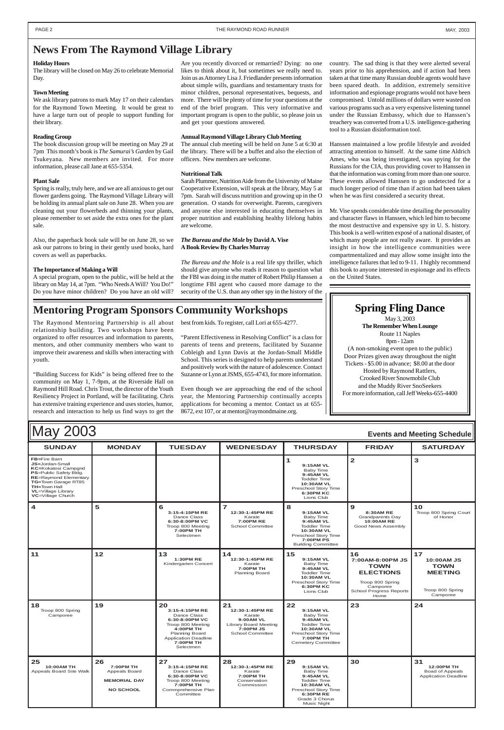# News From The Raymond Village Library

**Holiday Hours**

The library will be closed on May 26 to celebrate Memorial Day.

**Town Meeting**

We ask library patrons to mark May 17 on their calendars for the Raymond Town Meeting. It would be great to have a large turn out of people to support funding for their library.

**Reading Group**

The book discussion group will be meeting on May 29 at 7pm This month's book is *The Samurai's Garden* by Gail Tsukeyana. New members are invited. For more information, please call Jane at 655-5354.

**Plant Sale**

Spring is really, truly here, and we are all anxious to get our flower gardens going. The Raymond Village Library will be holding its annual plant sale on June 28. When you are cleaning out your flowerbeds and thinning your plants, please remember to set aside the extra ones for the plant sale.

Also, the paperback book sale will be on June 28, so we ask our patrons to bring in their gently used books, hard covers as well as paperbacks.

**The Importance of Making a Will**

A special program, open to the public, will be held at the library on May 14, at 7pm. "Who Needs A Will? You Do!" Do you have minor children? Do you have an old will? Are you recently divorced or remarried? Dying: no one likes to think about it, but sometimes we really need to. Join us as Attorney Lisa J. Friedlander presents information about simple wills, guardians and testamentary trusts for minor children, personal representatives, bequests, and more. There will be plenty of time for your questions at the end of the brief program. This very informative and important program is open to the public, so please join us and get your questions answered.

**Annual Raymond Village Library Club Meeting**

The annual club meeting will be held on June 5 at 6:30 at the library. There will be a buffet and also the election of officers. New members are welcome.

**Nutritional Talk**

Sarah Plummer, Nutrition Aide from the University of Maine Cooperative Extension, will speak at the library, May 5 at 7pm. Sarah will discuss nutrition and growing up in the O generation. O stands for overweight. Parents, caregivers and anyone else interested in educating themselves in proper nutrition and establishing healthy lifelong habits are welcome.

***The Bureau and the Mole* by David A. Vise**
**A Book Review By Charles Murray**

*The Bureau and the Mole* is a real life spy thriller, which should give anyone who reads it reason to question what the FBI was doing in the matter of Robert Philip Hanssen a longtime FBI agent who caused more damage to the security of the U.S. than any other spy in the history of the country. The sad thing is that they were alerted several years prior to his apprehension, and if action had been taken at that time many Russian double agents would have been spared death. In addition, extremely sensitive information and espionage programs would not have been compromised. Untold millions of dollars were wasted on various programs such as a very expensive listening tunnel under the Russian Embassy, which due to Hanssen's treachery was converted from a U.S. intelligence-gathering tool to a Russian disinformation tool.

Hanssen maintained a low profile lifestyle and avoided attracting attention to himself. At the same time Aldrich Ames, who was being investigated, was spying for the Russians for the CIA, thus providing cover to Hanssen in that the information was coming from more than one source. These events allowed Hanssen to go undetected for a much longer period of time than if action had been taken when he was first considered a security threat.

Mr. Vise spends considerable time detailing the personality and character flaws in Hanssen, which led him to become the most destructive and expensive spy in U. S. history. This book is a well-written exposé of a national disaster, of which many people are not really aware. It provides an insight in how the intelligence communities were compartmentalized and may allow some insight into the intelligence failures that led to 9-11. I highly recommend this book to anyone interested in espionage and its effects on the United States.

# Mentoring Program Sponsors Community Workshops

The Raymond Mentoring Partnership is all about relationship building. Two workshops have been organized to offer resources and information to parents, mentors, and other community members who want to improve their awareness and skills when interacting with youth.

"Building Success for Kids" is being offered free to the community on May 1, 7-9pm, at the Riverside Hall on Raymond Hill Road. Chris Trout, the director of the Youth Resiliency Project in Portland, will be facilitating. Chris has extensive training experience and uses stories, humor, research and interaction to help us find ways to get the best from kids. To register, call Lori at 655-4277.

"Parent Effectiveness in Resolving Conflict" is a class for parents of teens and preteens, facilitated by Suzanne Cobleigh and Lynn Davis at the Jordan-Small Middle School. This series is designed to help parents understand and positively work with the nature of adolescence. Contact Suzanne or Lynn at JSMS, 655-4743, for more information.

Even though we are approaching the end of the school year, the Mentoring Partnership continually accepts applications for becoming a mentor. Contact us at 655-8672, ext 107, or at mentor@raymondmaine.org.

# Spring Fling Dance

May 3, 2003
**The Remember When Lounge**
Route 11 Naples
8pm - 12am
(A non-smoking event open to the public)
Door Prizes given away throughout the night
Tickets - $5.00 in advance; $8.00 at the door
Hosted by Raymond Rattlers,
Crooked River Snowmobile Club
and the Muddy River SnoSeekers
For more information, call Jeff Weeks-655-4400

# May 2003 — Events and Meeting Schedule

| SUNDAY | MONDAY | TUESDAY | WEDNESDAY | THURSDAY | FRIDAY | SATURDAY |
|---|---|---|---|---|---|---|
| **FB**=Fire Barn<br>**JS**=Jordan-Small<br>**KC**=Kokatosi Campgnd<br>**PS**=Public Safety Bldg.<br>**RE**=Raymond Elementary<br>**TG**=Town Garage RT85<br>**TH**=Town Hall<br>**VL**=Village Library<br>**VC**=Village Church | | | | **1**<br>**9:15AM VL** Baby Time<br>**9:45AM VL** Toddler Time<br>**10:30AM VL** Preschool Story Time<br>**6:30PM KC** Lions Club | **2** | **3** |
| **4** | **5** | **6**<br>**3:15-4:15PM RE** Dance Class<br>**6:30-8:00PM VC** Troop 800 Meeting<br>**7:00PM TH** Selectmen | **7**<br>**12:30-1:45PM RE** Karate<br>**7:00PM RE** School Committee | **8**<br>**9:15AM VL** Baby Time<br>**9:45AM VL** Toddler Time<br>**10:30AM VL** Preschool Story Time<br>**7:00PM PS** Building Committee | **9**<br>**8:30AM RE** Grandparents Day<br>**10:00AM RE** Good News Assembly | **10**<br>Troop 800 Spring Court of Honor |
| **11** | **12** | **13**<br>**1:30PM RE** Kindergarten Concert | **14**<br>**12:30-1:45PM RE** Karate<br>**7:00PM TH** Planning Board | **15**<br>**9:15AM VL** Baby Time<br>**9:45AM VL** Toddler Time<br>**10:30AM VL** Preschool Story Time<br>**6:30PM KC** Lions Club | **16**<br>**7:00AM-8:00PM JS TOWN ELECTIONS**<br>Troop 800 Spring Camporee<br>School Progress Reports Home | **17**<br>**10:00AM JS TOWN MEETING**<br>Troop 800 Spring Camporee |
| **18**<br>Troop 800 Spring Camporee | **19** | **20**<br>**3:15-4:15PM RE** Dance Class<br>**6:30-8:00PM VC** Troop 800 Meeting<br>**4:00PM TH** Planning Board Application Deadline<br>**7:00PM TH** Selectmen | **21**<br>**12:30-1:45PM RE** Karate<br>**9:00AM VL** Library Board Meeting<br>**7:00PM JS** School Committee | **22**<br>**9:15AM VL** Baby Time<br>**9:45AM VL** Toddler Time<br>**10:30AM VL** Preschool Story Time<br>**7:00PM TH** Cemetery Committee | **23** | **24** |
| **25**<br>**10:00AM TH** Appeals Board Site Walk | **26**<br>**7:00PM TH** Appeals Board<br>**MEMORIAL DAY**<br>**NO SCHOOL** | **27**<br>**3:15-4:15PM RE** Dance Class<br>**6:30-8:00PM VC** Troop 800 Meeting<br>**7:00PM TH** Commprehensive Plan Committee | **28**<br>**12:30-1:45PM RE** Karate<br>**7:00PM TH** Conservation Commission | **29**<br>**9:15AM VL** Baby Time<br>**9:45AM VL** Toddler Time<br>**10:30AM VL** Preschool Story Time<br>**6:30PM RE** Grade 3 Chorus Music Night | **30** | **31**<br>**12:00PM TH** Boad of Appeals Application Deadline |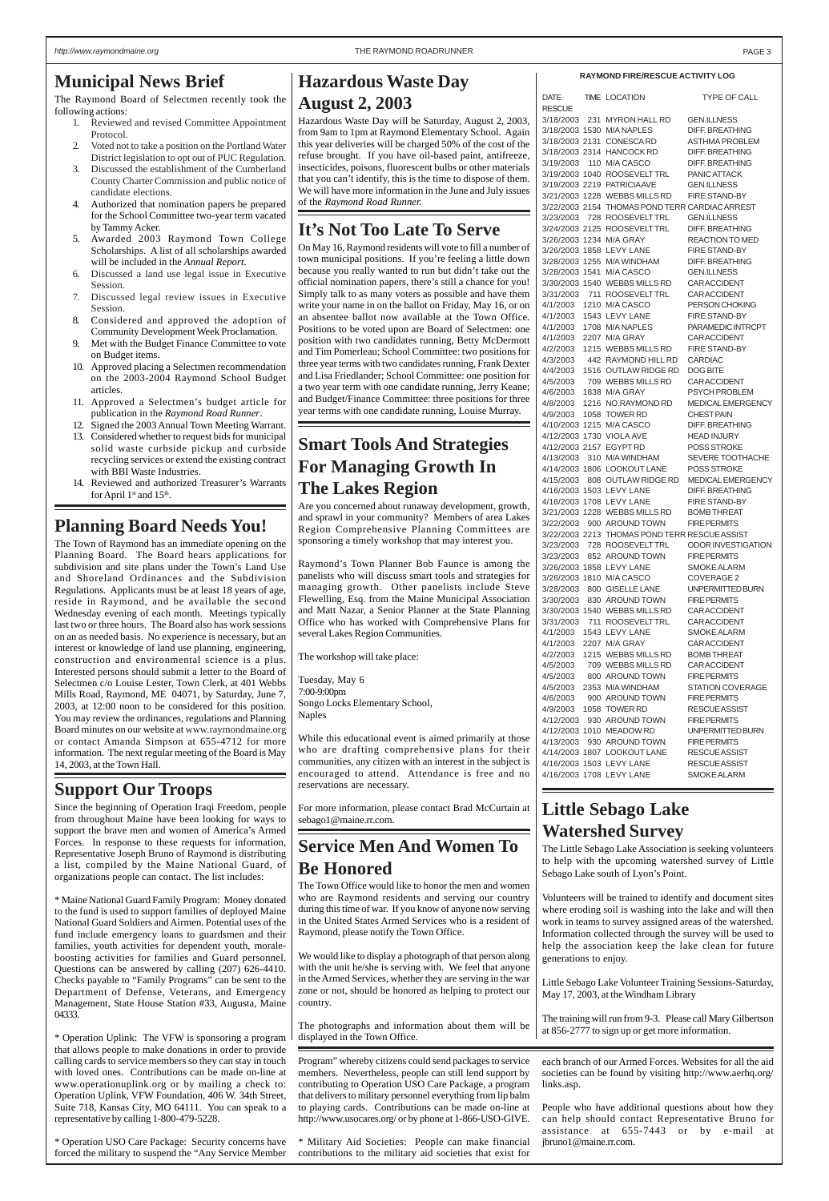## Municipal News Brief

The Raymond Board of Selectmen recently took the following actions:

1. Reviewed and revised Committee Appointment Protocol.
2. Voted not to take a position on the Portland Water District legislation to opt out of PUC Regulation.
3. Discussed the establishment of the Cumberland County Charter Commission and public notice of candidate elections.
4. Authorized that nomination papers be prepared for the School Committee two-year term vacated by Tammy Acker.
5. Awarded 2003 Raymond Town College Scholarships. A list of all scholarships awarded will be included in the *Annual Report*.
6. Discussed a land use legal issue in Executive Session.
7. Discussed legal review issues in Executive Session.
8. Considered and approved the adoption of Community Development Week Proclamation.
9. Met with the Budget Finance Committee to vote on Budget items.
10. Approved placing a Selectmen recommendation on the 2003-2004 Raymond School Budget articles.
11. Approved a Selectmen's budget article for publication in the *Raymond Road Runner*.
12. Signed the 2003 Annual Town Meeting Warrant.
13. Considered whether to request bids for municipal solid waste curbside pickup and curbside recycling services or extend the existing contract with BBI Waste Industries.
14. Reviewed and authorized Treasurer's Warrants for April 1st and 15th.

## Planning Board Needs You!

The Town of Raymond has an immediate opening on the Planning Board. The Board hears applications for subdivision and site plans under the Town's Land Use and Shoreland Ordinances and the Subdivision Regulations. Applicants must be at least 18 years of age, reside in Raymond, and be available the second Wednesday evening of each month. Meetings typically last two or three hours. The Board also has work sessions on an as needed basis. No experience is necessary, but an interest or knowledge of land use planning, engineering, construction and environmental science is a plus. Interested persons should submit a letter to the Board of Selectmen c/o Louise Lester, Town Clerk, at 401 Webbs Mills Road, Raymond, ME 04071, by Saturday, June 7, 2003, at 12:00 noon to be considered for this position. You may review the ordinances, regulations and Planning Board minutes on our website at www.raymondmaine.org or contact Amanda Simpson at 655-4712 for more information. The next regular meeting of the Board is May 14, 2003, at the Town Hall.

## Support Our Troops

Since the beginning of Operation Iraqi Freedom, people from throughout Maine have been looking for ways to support the brave men and women of America's Armed Forces. In response to these requests for information, Representative Joseph Bruno of Raymond is distributing a list, compiled by the Maine National Guard, of organizations people can contact. The list includes:

\* Maine National Guard Family Program: Money donated to the fund is used to support families of deployed Maine National Guard Soldiers and Airmen. Potential uses of the fund include emergency loans to guardsmen and their families, youth activities for dependent youth, morale-boosting activities for families and Guard personnel. Questions can be answered by calling (207) 626-4410. Checks payable to "Family Programs" can be sent to the Department of Defense, Veterans, and Emergency Management, State House Station #33, Augusta, Maine 04333.

\* Operation Uplink: The VFW is sponsoring a program that allows people to make donations in order to provide calling cards to service members so they can stay in touch with loved ones. Contributions can be made on-line at www.operationuplink.org or by mailing a check to: Operation Uplink, VFW Foundation, 406 W. 34th Street, Suite 718, Kansas City, MO 64111. You can speak to a representative by calling 1-800-479-5228.

\* Operation USO Care Package: Security concerns have forced the military to suspend the "Any Service Member Program" whereby citizens could send packages to service members. Nevertheless, people can still lend support by contributing to Operation USO Care Package, a program that delivers to military personnel everything from lip balm to playing cards. Contributions can be made on-line at http://www.usocares.org/ or by phone at 1-866-USO-GIVE.

\* Military Aid Societies: People can make financial contributions to the military aid societies that exist for each branch of our Armed Forces. Websites for all the aid societies can be found by visiting http://www.aerhq.org/links.asp.

People who have additional questions about how they can help should contact Representative Bruno for assistance at 655-7443 or by e-mail at jbruno1@maine.rr.com.

## Hazardous Waste Day August 2, 2003

Hazardous Waste Day will be Saturday, August 2, 2003, from 9am to 1pm at Raymond Elementary School. Again this year deliveries will be charged 50% of the cost of the refuse brought. If you have oil-based paint, antifreeze, insecticides, poisons, fluorescent bulbs or other materials that you can't identify, this is the time to dispose of them. We will have more information in the June and July issues of the *Raymond Road Runner.*

## It's Not Too Late To Serve

On May 16, Raymond residents will vote to fill a number of town municipal positions. If you're feeling a little down because you really wanted to run but didn't take out the official nomination papers, there's still a chance for you! Simply talk to as many voters as possible and have them write your name in on the ballot on Friday, May 16, or on an absentee ballot now available at the Town Office. Positions to be voted upon are Board of Selectmen: one position with two candidates running, Betty McDermott and Tim Pomerleau; School Committee: two positions for three year terms with two candidates running, Frank Dexter and Lisa Friedlander; School Committee: one position for a two year term with one candidate running, Jerry Keane; and Budget/Finance Committee: three positions for three year terms with one candidate running, Louise Murray.

## Smart Tools And Strategies For Managing Growth In The Lakes Region

Are you concerned about runaway development, growth, and sprawl in your community? Members of area Lakes Region Comprehensive Planning Committees are sponsoring a timely workshop that may interest you.

Raymond's Town Planner Bob Faunce is among the panelists who will discuss smart tools and strategies for managing growth. Other panelists include Steve Flewelling, Esq. from the Maine Municipal Association and Matt Nazar, a Senior Planner at the State Planning Office who has worked with Comprehensive Plans for several Lakes Region Communities.

The workshop will take place:

Tuesday, May 6
7:00-9:00pm
Songo Locks Elementary School,
Naples

While this educational event is aimed primarily at those who are drafting comprehensive plans for their communities, any citizen with an interest in the subject is encouraged to attend. Attendance is free and no reservations are necessary.

For more information, please contact Brad McCurtain at sebago1@maine.rr.com.

## Service Men And Women To Be Honored

The Town Office would like to honor the men and women who are Raymond residents and serving our country during this time of war. If you know of anyone now serving in the United States Armed Services who is a resident of Raymond, please notify the Town Office.

We would like to display a photograph of that person along with the unit he/she is serving with. We feel that anyone in the Armed Services, whether they are serving in the war zone or not, should be honored as helping to protect our country.

The photographs and information about them will be displayed in the Town Office.

## RAYMOND FIRE/RESCUE ACTIVITY LOG

| DATE | TIME | LOCATION | TYPE OF CALL |
|---|---|---|---|
| RESCUE | | | |
| 3/18/2003 | 231 | MYRON HALL RD | GEN.ILLNESS |
| 3/18/2003 | 1530 | M/A NAPLES | DIFF. BREATHING |
| 3/18/2003 | 2131 | CONESCA RD | ASTHMA PROBLEM |
| 3/18/2003 | 2314 | HANCOCK RD | DIFF. BREATHING |
| 3/19/2003 | 110 | M/A CASCO | DIFF. BREATHING |
| 3/19/2003 | 1040 | ROOSEVELT TRL | PANIC ATTACK |
| 3/19/2003 | 2219 | PATRICIA AVE | GEN.ILLNESS |
| 3/21/2003 | 1228 | WEBBS MILLS RD | FIRE STAND-BY |
| 3/22/2003 | 2154 | THOMAS POND TERR | CARDIAC ARREST |
| 3/23/2003 | 728 | ROOSEVELT TRL | GEN.ILLNESS |
| 3/24/2003 | 2125 | ROOSEVELT TRL | DIFF. BREATHING |
| 3/26/2003 | 1234 | M/A GRAY | REACTION TO MED |
| 3/26/2003 | 1858 | LEVY LANE | FIRE STAND-BY |
| 3/28/2003 | 1255 | M/A WINDHAM | DIFF. BREATHING |
| 3/28/2003 | 1541 | M/A CASCO | GEN.ILLNESS |
| 3/30/2003 | 1540 | WEBBS MILLS RD | CAR ACCIDENT |
| 3/31/2003 | 711 | ROOSEVELT TRL | CAR ACCIDENT |
| 4/1/2003 | 1210 | M/A CASCO | PERSON CHOKING |
| 4/1/2003 | 1543 | LEVY LANE | FIRE STAND-BY |
| 4/1/2003 | 1708 | M/A NAPLES | PARAMEDIC INTRCPT |
| 4/1/2003 | 2207 | M/A GRAY | CAR ACCIDENT |
| 4/2/2003 | 1215 | WEBBS MILLS RD | FIRE STAND-BY |
| 4/3/2003 | 442 | RAYMOND HILL RD | CARDIAC |
| 4/4/2003 | 1516 | OUTLAW RIDGE RD | DOG BITE |
| 4/5/2003 | 709 | WEBBS MILLS RD | CAR ACCIDENT |
| 4/6/2003 | 1838 | M/A GRAY | PSYCH PROBLEM |
| 4/8/2003 | 1216 | NO.RAYMOND RD | MEDICAL EMERGENCY |
| 4/9/2003 | 1058 | TOWER RD | CHEST PAIN |
| 4/10/2003 | 1215 | M/A CASCO | DIFF. BREATHING |
| 4/12/2003 | 1730 | VIOLA AVE | HEAD INJURY |
| 4/12/2003 | 2157 | EGYPT RD | POSS STROKE |
| 4/13/2003 | 310 | M/A WINDHAM | SEVERE TOOTHACHE |
| 4/14/2003 | 1806 | LOOKOUT LANE | POSS STROKE |
| 4/15/2003 | 808 | OUTLAW RIDGE RD | MEDICAL EMERGENCY |
| 4/16/2003 | 1503 | LEVY LANE | DIFF. BREATHING |
| 4/16/2003 | 1708 | LEVY LANE | FIRE STAND-BY |
| 3/21/2003 | 1228 | WEBBS MILLS RD | BOMB THREAT |
| 3/22/2003 | 900 | AROUND TOWN | FIRE PERMITS |
| 3/22/2003 | 2213 | THOMAS POND TERR | RESCUE ASSIST |
| 3/23/2003 | 728 | ROOSEVELT TRL | ODOR INVESTIGATION |
| 3/23/2003 | 852 | AROUND TOWN | FIRE PERMITS |
| 3/26/2003 | 1858 | LEVY LANE | SMOKE ALARM |
| 3/26/2003 | 1810 | M/A CASCO | COVERAGE 2 |
| 3/28/2003 | 800 | GISELLE LANE | UNPERMITTED BURN |
| 3/30/2003 | 830 | AROUND TOWN | FIRE PERMITS |
| 3/30/2003 | 1540 | WEBBS MILLS RD | CAR ACCIDENT |
| 3/31/2003 | 711 | ROOSEVELT TRL | CAR ACCIDENT |
| 4/1/2003 | 1543 | LEVY LANE | SMOKE ALARM |
| 4/1/2003 | 2207 | M/A GRAY | CAR ACCIDENT |
| 4/2/2003 | 1215 | WEBBS MILLS RD | BOMB THREAT |
| 4/5/2003 | 709 | WEBBS MILLS RD | CAR ACCIDENT |
| 4/5/2003 | 800 | AROUND TOWN | FIRE PERMITS |
| 4/5/2003 | 2353 | M/A WINDHAM | STATION COVERAGE |
| 4/6/2003 | 900 | AROUND TOWN | FIRE PERMITS |
| 4/9/2003 | 1058 | TOWER RD | RESCUE ASSIST |
| 4/12/2003 | 930 | AROUND TOWN | FIRE PERMITS |
| 4/12/2003 | 1010 | MEADOW RD | UNPERMITTED BURN |
| 4/13/2003 | 930 | AROUND TOWN | FIRE PERMITS |
| 4/14/2003 | 1807 | LOOKOUT LANE | RESCUE ASSIST |
| 4/16/2003 | 1503 | LEVY LANE | RESCUE ASSIST |
| 4/16/2003 | 1708 | LEVY LANE | SMOKE ALARM |

## Little Sebago Lake Watershed Survey

The Little Sebago Lake Association is seeking volunteers to help with the upcoming watershed survey of Little Sebago Lake south of Lyon's Point.

Volunteers will be trained to identify and document sites where eroding soil is washing into the lake and will then work in teams to survey assigned areas of the watershed. Information collected through the survey will be used to help the association keep the lake clean for future generations to enjoy.

Little Sebago Lake Volunteer Training Sessions-Saturday, May 17, 2003, at the Windham Library

The training will run from 9-3. Please call Mary Gilbertson at 856-2777 to sign up or get more information.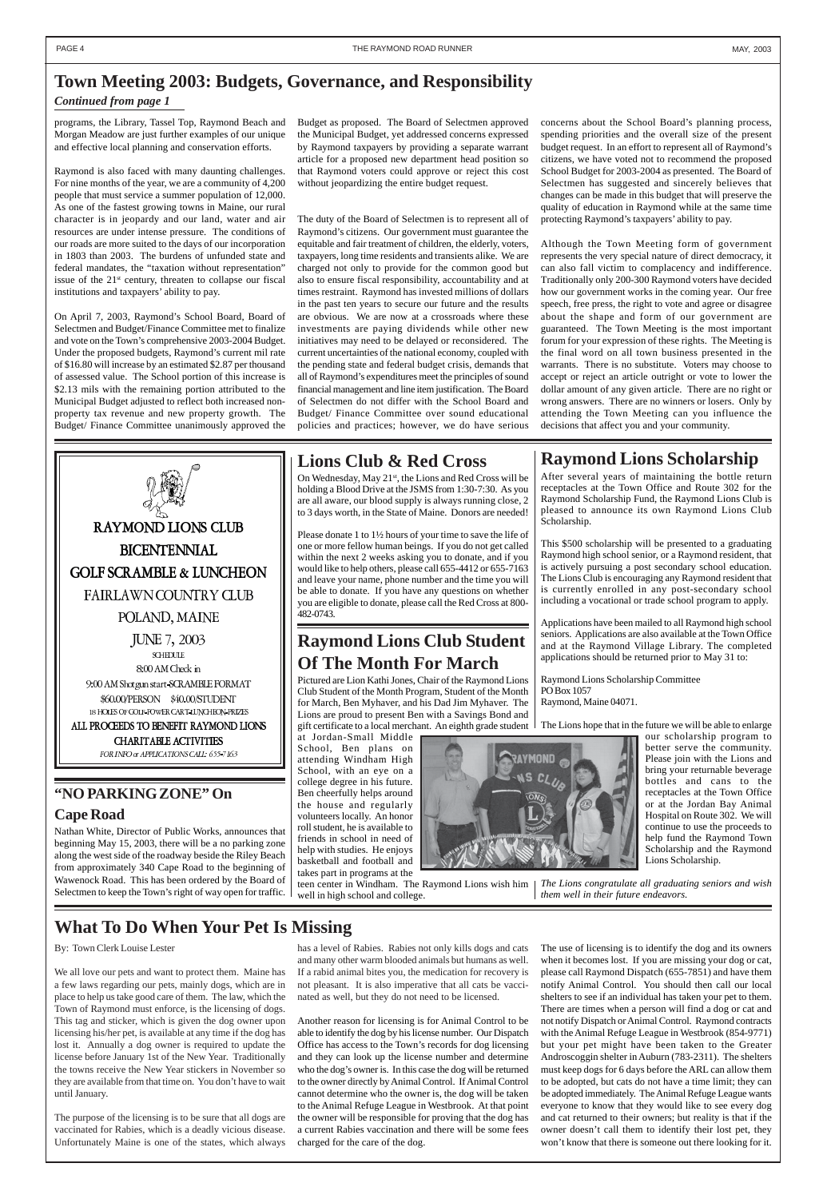# Town Meeting 2003: Budgets, Governance, and Responsibility

*Continued from page 1*

programs, the Library, Tassel Top, Raymond Beach and Morgan Meadow are just further examples of our unique and effective local planning and conservation efforts.

Raymond is also faced with many daunting challenges. For nine months of the year, we are a community of 4,200 people that must service a summer population of 12,000. As one of the fastest growing towns in Maine, our rural character is in jeopardy and our land, water and air resources are under intense pressure. The conditions of our roads are more suited to the days of our incorporation in 1803 than 2003. The burdens of unfunded state and federal mandates, the "taxation without representation" issue of the 21st century, threaten to collapse our fiscal institutions and taxpayers' ability to pay.

On April 7, 2003, Raymond's School Board, Board of Selectmen and Budget/Finance Committee met to finalize and vote on the Town's comprehensive 2003-2004 Budget. Under the proposed budgets, Raymond's current mil rate of $16.80 will increase by an estimated $2.87 per thousand of assessed value. The School portion of this increase is $2.13 mils with the remaining portion attributed to the Municipal Budget adjusted to reflect both increased non-property tax revenue and new property growth. The Budget/ Finance Committee unanimously approved the Budget as proposed. The Board of Selectmen approved the Municipal Budget, yet addressed concerns expressed by Raymond taxpayers by providing a separate warrant article for a proposed new department head position so that Raymond voters could approve or reject this cost without jeopardizing the entire budget request.

The duty of the Board of Selectmen is to represent all of Raymond's citizens. Our government must guarantee the equitable and fair treatment of children, the elderly, voters, taxpayers, long time residents and transients alike. We are charged not only to provide for the common good but also to ensure fiscal responsibility, accountability and at times restraint. Raymond has invested millions of dollars in the past ten years to secure our future and the results are obvious. We are now at a crossroads where these investments are paying dividends while other new initiatives may need to be delayed or reconsidered. The current uncertainties of the national economy, coupled with the pending state and federal budget crisis, demands that all of Raymond's expenditures meet the principles of sound financial management and line item justification. The Board of Selectmen do not differ with the School Board and Budget/ Finance Committee over sound educational policies and practices; however, we do have serious concerns about the School Board's planning process, spending priorities and the overall size of the present budget request. In an effort to represent all of Raymond's citizens, we have voted not to recommend the proposed School Budget for 2003-2004 as presented. The Board of Selectmen has suggested and sincerely believes that changes can be made in this budget that will preserve the quality of education in Raymond while at the same time protecting Raymond's taxpayers' ability to pay.

Although the Town Meeting form of government represents the very special nature of direct democracy, it can also fall victim to complacency and indifference. Traditionally only 200-300 Raymond voters have decided how our government works in the coming year. Our free speech, free press, the right to vote and agree or disagree about the shape and form of our government are guaranteed. The Town Meeting is the most important forum for your expression of these rights. The Meeting is the final word on all town business presented in the warrants. There is no substitute. Voters may choose to accept or reject an article outright or vote to lower the dollar amount of any given article. There are no right or wrong answers. There are no winners or losers. Only by attending the Town Meeting can you influence the decisions that affect you and your community.

---

**RAYMOND LIONS CLUB**

**BICENTENNIAL**

**GOLF SCRAMBLE & LUNCHEON**

FAIRLAWN COUNTRY CLUB

POLAND, MAINE

JUNE 7, 2003

SCHEDULE

8:00 AM Check in

9:00 AM Shotgun start-SCRAMBLE FORMAT

$60.00/PERSON $40.00/STUDENT

18 HOLES OF GOLF-POWER CART-LUNCHEON-PRIZES

**ALL PROCEEDS TO BENEFIT RAYMOND LIONS CHARITABLE ACTIVITIES**

*FOR INFO or APPLICATIONS CALL: 655-7163*

## "NO PARKING ZONE" On Cape Road

Nathan White, Director of Public Works, announces that beginning May 15, 2003, there will be a no parking zone along the west side of the roadway beside the Riley Beach from approximately 340 Cape Road to the beginning of Wawenock Road. This has been ordered by the Board of Selectmen to keep the Town's right of way open for traffic.

## Lions Club & Red Cross

On Wednesday, May 21st, the Lions and Red Cross will be holding a Blood Drive at the JSMS from 1:30-7:30. As you are all aware, our blood supply is always running close, 2 to 3 days worth, in the State of Maine. Donors are needed!

Please donate 1 to 1½ hours of your time to save the life of one or more fellow human beings. If you do not get called within the next 2 weeks asking you to donate, and if you would like to help others, please call 655-4412 or 655-7163 and leave your name, phone number and the time you will be able to donate. If you have any questions on whether you are eligible to donate, please call the Red Cross at 800-482-0743.

## Raymond Lions Club Student Of The Month For March

Pictured are Lion Kathi Jones, Chair of the Raymond Lions Club Student of the Month Program, Student of the Month for March, Ben Myhaver, and his Dad Jim Myhaver. The Lions are proud to present Ben with a Savings Bond and gift certificate to a local merchant. An eighth grade student at Jordan-Small Middle School, Ben plans on attending Windham High School, with an eye on a college degree in his future. Ben cheerfully helps around the house and regularly volunteers locally. An honor roll student, he is available to friends in school in need of help with studies. He enjoys basketball and football and takes part in programs at the teen center in Windham. The Raymond Lions wish him well in high school and college.

## Raymond Lions Scholarship

After several years of maintaining the bottle return receptacles at the Town Office and Route 302 for the Raymond Scholarship Fund, the Raymond Lions Club is pleased to announce its own Raymond Lions Club Scholarship.

This $500 scholarship will be presented to a graduating Raymond high school senior, or a Raymond resident, that is actively pursuing a post secondary school education. The Lions Club is encouraging any Raymond resident that is currently enrolled in any post-secondary school including a vocational or trade school program to apply.

Applications have been mailed to all Raymond high school seniors. Applications are also available at the Town Office and at the Raymond Village Library. The completed applications should be returned prior to May 31 to:

Raymond Lions Scholarship Committee
PO Box 1057
Raymond, Maine 04071.

The Lions hope that in the future we will be able to enlarge our scholarship program to better serve the community. Please join with the Lions and bring your returnable beverage bottles and cans to the receptacles at the Town Office or at the Jordan Bay Animal Hospital on Route 302. We will continue to use the proceeds to help fund the Raymond Town Scholarship and the Raymond Lions Scholarship.

*The Lions congratulate all graduating seniors and wish them well in their future endeavors.*

## What To Do When Your Pet Is Missing

By: Town Clerk Louise Lester

We all love our pets and want to protect them. Maine has a few laws regarding our pets, mainly dogs, which are in place to help us take good care of them. The law, which the Town of Raymond must enforce, is the licensing of dogs. This tag and sticker, which is given the dog owner upon licensing his/her pet, is available at any time if the dog has lost it. Annually a dog owner is required to update the license before January 1st of the New Year. Traditionally the towns receive the New Year stickers in November so they are available from that time on. You don't have to wait until January.

The purpose of the licensing is to be sure that all dogs are vaccinated for Rabies, which is a deadly vicious disease. Unfortunately Maine is one of the states, which always has a level of Rabies. Rabies not only kills dogs and cats and many other warm blooded animals but humans as well. If a rabid animal bites you, the medication for recovery is not pleasant. It is also imperative that all cats be vaccinated as well, but they do not need to be licensed.

Another reason for licensing is for Animal Control to be able to identify the dog by his license number. Our Dispatch Office has access to the Town's records for dog licensing and they can look up the license number and determine who the dog's owner is. In this case the dog will be returned to the owner directly by Animal Control. If Animal Control cannot determine who the owner is, the dog will be taken to the Animal Refuge League in Westbrook. At that point the owner will be responsible for proving that the dog has a current Rabies vaccination and there will be some fees charged for the care of the dog.

The use of licensing is to identify the dog and its owners when it becomes lost. If you are missing your dog or cat, please call Raymond Dispatch (655-7851) and have them notify Animal Control. You should then call our local shelters to see if an individual has taken your pet to them. There are times when a person will find a dog or cat and not notify Dispatch or Animal Control. Raymond contracts with the Animal Refuge League in Westbrook (854-9771) but your pet might have been taken to the Greater Androscoggin shelter in Auburn (783-2311). The shelters must keep dogs for 6 days before the ARL can allow them to be adopted, but cats do not have a time limit; they can be adopted immediately. The Animal Refuge League wants everyone to know that they would like to see every dog and cat returned to their owners; but reality is that if the owner doesn't call them to identify their lost pet, they won't know that there is someone out there looking for it.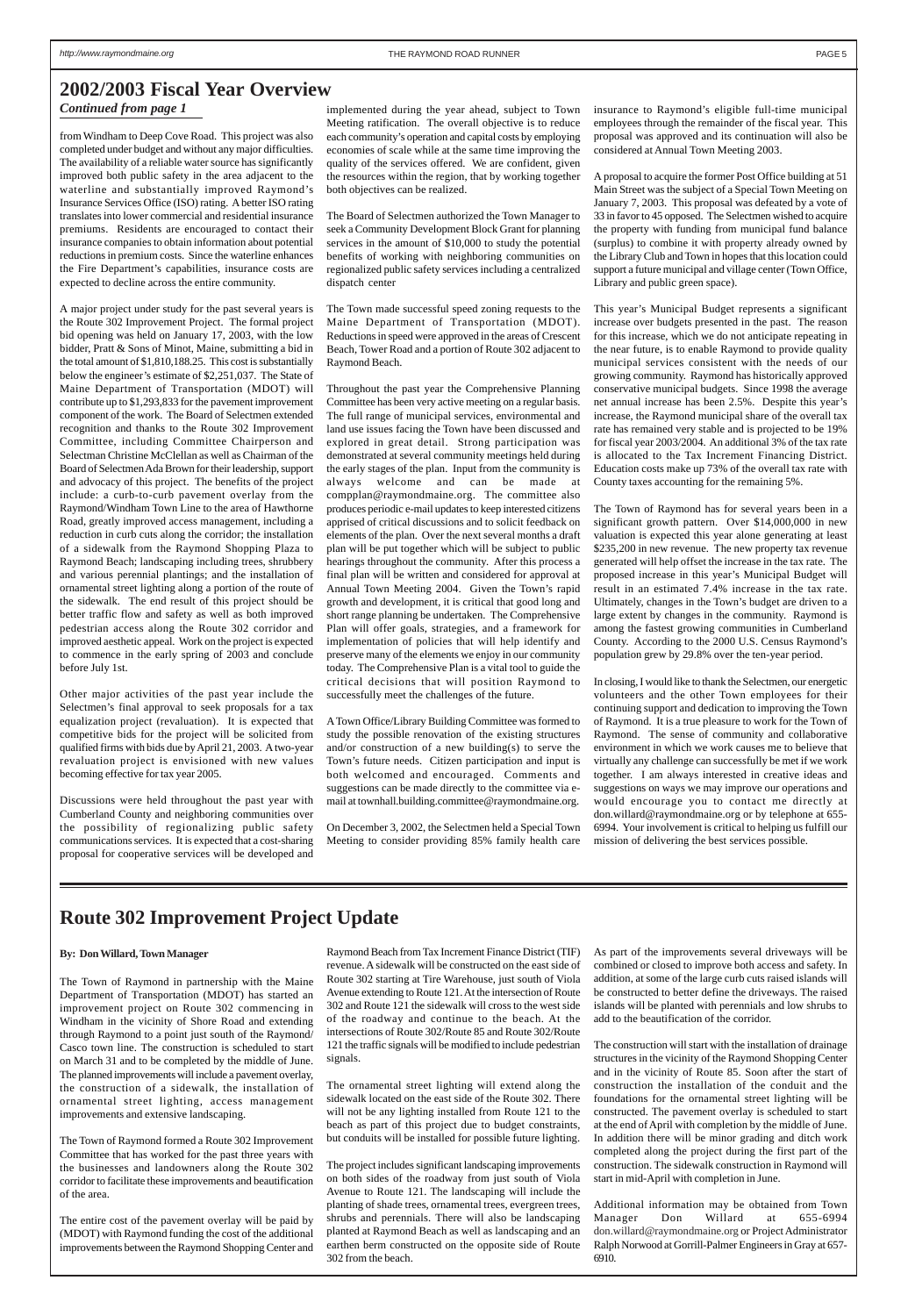# 2002/2003 Fiscal Year Overview

*Continued from page 1*

from Windham to Deep Cove Road. This project was also completed under budget and without any major difficulties. The availability of a reliable water source has significantly improved both public safety in the area adjacent to the waterline and substantially improved Raymond's Insurance Services Office (ISO) rating. A better ISO rating translates into lower commercial and residential insurance premiums. Residents are encouraged to contact their insurance companies to obtain information about potential reductions in premium costs. Since the waterline enhances the Fire Department's capabilities, insurance costs are expected to decline across the entire community.

A major project under study for the past several years is the Route 302 Improvement Project. The formal project bid opening was held on January 17, 2003, with the low bidder, Pratt & Sons of Minot, Maine, submitting a bid in the total amount of $1,810,188.25. This cost is substantially below the engineer's estimate of $2,251,037. The State of Maine Department of Transportation (MDOT) will contribute up to $1,293,833 for the pavement improvement component of the work. The Board of Selectmen extended recognition and thanks to the Route 302 Improvement Committee, including Committee Chairperson and Selectman Christine McClellan as well as Chairman of the Board of Selectmen Ada Brown for their leadership, support and advocacy of this project. The benefits of the project include: a curb-to-curb pavement overlay from the Raymond/Windham Town Line to the area of Hawthorne Road, greatly improved access management, including a reduction in curb cuts along the corridor; the installation of a sidewalk from the Raymond Shopping Plaza to Raymond Beach; landscaping including trees, shrubbery and various perennial plantings; and the installation of ornamental street lighting along a portion of the route of the sidewalk. The end result of this project should be better traffic flow and safety as well as both improved pedestrian access along the Route 302 corridor and improved aesthetic appeal. Work on the project is expected to commence in the early spring of 2003 and conclude before July 1st.

Other major activities of the past year include the Selectmen's final approval to seek proposals for a tax equalization project (revaluation). It is expected that competitive bids for the project will be solicited from qualified firms with bids due by April 21, 2003. A two-year revaluation project is envisioned with new values becoming effective for tax year 2005.

Discussions were held throughout the past year with Cumberland County and neighboring communities over the possibility of regionalizing public safety communications services. It is expected that a cost-sharing proposal for cooperative services will be developed and implemented during the year ahead, subject to Town Meeting ratification. The overall objective is to reduce each community's operation and capital costs by employing economies of scale while at the same time improving the quality of the services offered. We are confident, given the resources within the region, that by working together both objectives can be realized.

The Board of Selectmen authorized the Town Manager to seek a Community Development Block Grant for planning services in the amount of $10,000 to study the potential benefits of working with neighboring communities on regionalized public safety services including a centralized dispatch center

The Town made successful speed zoning requests to the Maine Department of Transportation (MDOT). Reductions in speed were approved in the areas of Crescent Beach, Tower Road and a portion of Route 302 adjacent to Raymond Beach.

Throughout the past year the Comprehensive Planning Committee has been very active meeting on a regular basis. The full range of municipal services, environmental and land use issues facing the Town have been discussed and explored in great detail. Strong participation was demonstrated at several community meetings held during the early stages of the plan. Input from the community is always welcome and can be made at compplan@raymondmaine.org. The committee also produces periodic e-mail updates to keep interested citizens apprised of critical discussions and to solicit feedback on elements of the plan. Over the next several months a draft plan will be put together which will be subject to public hearings throughout the community. After this process a final plan will be written and considered for approval at Annual Town Meeting 2004. Given the Town's rapid growth and development, it is critical that good long and short range planning be undertaken. The Comprehensive Plan will offer goals, strategies, and a framework for implementation of policies that will help identify and preserve many of the elements we enjoy in our community today. The Comprehensive Plan is a vital tool to guide the critical decisions that will position Raymond to successfully meet the challenges of the future.

A Town Office/Library Building Committee was formed to study the possible renovation of the existing structures and/or construction of a new building(s) to serve the Town's future needs. Citizen participation and input is both welcomed and encouraged. Comments and suggestions can be made directly to the committee via e-mail at townhall.building.committee@raymondmaine.org.

On December 3, 2002, the Selectmen held a Special Town Meeting to consider providing 85% family health care insurance to Raymond's eligible full-time municipal employees through the remainder of the fiscal year. This proposal was approved and its continuation will also be considered at Annual Town Meeting 2003.

A proposal to acquire the former Post Office building at 51 Main Street was the subject of a Special Town Meeting on January 7, 2003. This proposal was defeated by a vote of 33 in favor to 45 opposed. The Selectmen wished to acquire the property with funding from municipal fund balance (surplus) to combine it with property already owned by the Library Club and Town in hopes that this location could support a future municipal and village center (Town Office, Library and public green space).

This year's Municipal Budget represents a significant increase over budgets presented in the past. The reason for this increase, which we do not anticipate repeating in the near future, is to enable Raymond to provide quality municipal services consistent with the needs of our growing community. Raymond has historically approved conservative municipal budgets. Since 1998 the average net annual increase has been 2.5%. Despite this year's increase, the Raymond municipal share of the overall tax rate has remained very stable and is projected to be 19% for fiscal year 2003/2004. An additional 3% of the tax rate is allocated to the Tax Increment Financing District. Education costs make up 73% of the overall tax rate with County taxes accounting for the remaining 5%.

The Town of Raymond has for several years been in a significant growth pattern. Over $14,000,000 in new valuation is expected this year alone generating at least $235,200 in new revenue. The new property tax revenue generated will help offset the increase in the tax rate. The proposed increase in this year's Municipal Budget will result in an estimated 7.4% increase in the tax rate. Ultimately, changes in the Town's budget are driven to a large extent by changes in the community. Raymond is among the fastest growing communities in Cumberland County. According to the 2000 U.S. Census Raymond's population grew by 29.8% over the ten-year period.

In closing, I would like to thank the Selectmen, our energetic volunteers and the other Town employees for their continuing support and dedication to improving the Town of Raymond. It is a true pleasure to work for the Town of Raymond. The sense of community and collaborative environment in which we work causes me to believe that virtually any challenge can successfully be met if we work together. I am always interested in creative ideas and suggestions on ways we may improve our operations and would encourage you to contact me directly at don.willard@raymondmaine.org or by telephone at 655-6994. Your involvement is critical to helping us fulfill our mission of delivering the best services possible.

# Route 302 Improvement Project Update

**By: Don Willard, Town Manager**

The Town of Raymond in partnership with the Maine Department of Transportation (MDOT) has started an improvement project on Route 302 commencing in Windham in the vicinity of Shore Road and extending through Raymond to a point just south of the Raymond/Casco town line. The construction is scheduled to start on March 31 and to be completed by the middle of June. The planned improvements will include a pavement overlay, the construction of a sidewalk, the installation of ornamental street lighting, access management improvements and extensive landscaping.

The Town of Raymond formed a Route 302 Improvement Committee that has worked for the past three years with the businesses and landowners along the Route 302 corridor to facilitate these improvements and beautification of the area.

The entire cost of the pavement overlay will be paid by (MDOT) with Raymond funding the cost of the additional improvements between the Raymond Shopping Center and Raymond Beach from Tax Increment Finance District (TIF) revenue. A sidewalk will be constructed on the east side of Route 302 starting at Tire Warehouse, just south of Viola Avenue extending to Route 121. At the intersection of Route 302 and Route 121 the sidewalk will cross to the west side of the roadway and continue to the beach. At the intersections of Route 302/Route 85 and Route 302/Route 121 the traffic signals will be modified to include pedestrian signals.

The ornamental street lighting will extend along the sidewalk located on the east side of the Route 302. There will not be any lighting installed from Route 121 to the beach as part of this project due to budget constraints, but conduits will be installed for possible future lighting.

The project includes significant landscaping improvements on both sides of the roadway from just south of Viola Avenue to Route 121. The landscaping will include the planting of shade trees, ornamental trees, evergreen trees, shrubs and perennials. There will also be landscaping planted at Raymond Beach as well as landscaping and an earthen berm constructed on the opposite side of Route 302 from the beach.

As part of the improvements several driveways will be combined or closed to improve both access and safety. In addition, at some of the large curb cuts raised islands will be constructed to better define the driveways. The raised islands will be planted with perennials and low shrubs to add to the beautification of the corridor.

The construction will start with the installation of drainage structures in the vicinity of the Raymond Shopping Center and in the vicinity of Route 85. Soon after the start of construction the installation of the conduit and the foundations for the ornamental street lighting will be constructed. The pavement overlay is scheduled to start at the end of April with completion by the middle of June. In addition there will be minor grading and ditch work completed along the project during the first part of the construction. The sidewalk construction in Raymond will start in mid-April with completion in June.

Additional information may be obtained from Town Manager Don Willard at 655-6994 don.willard@raymondmaine.org or Project Administrator Ralph Norwood at Gorrill-Palmer Engineers in Gray at 657-6910.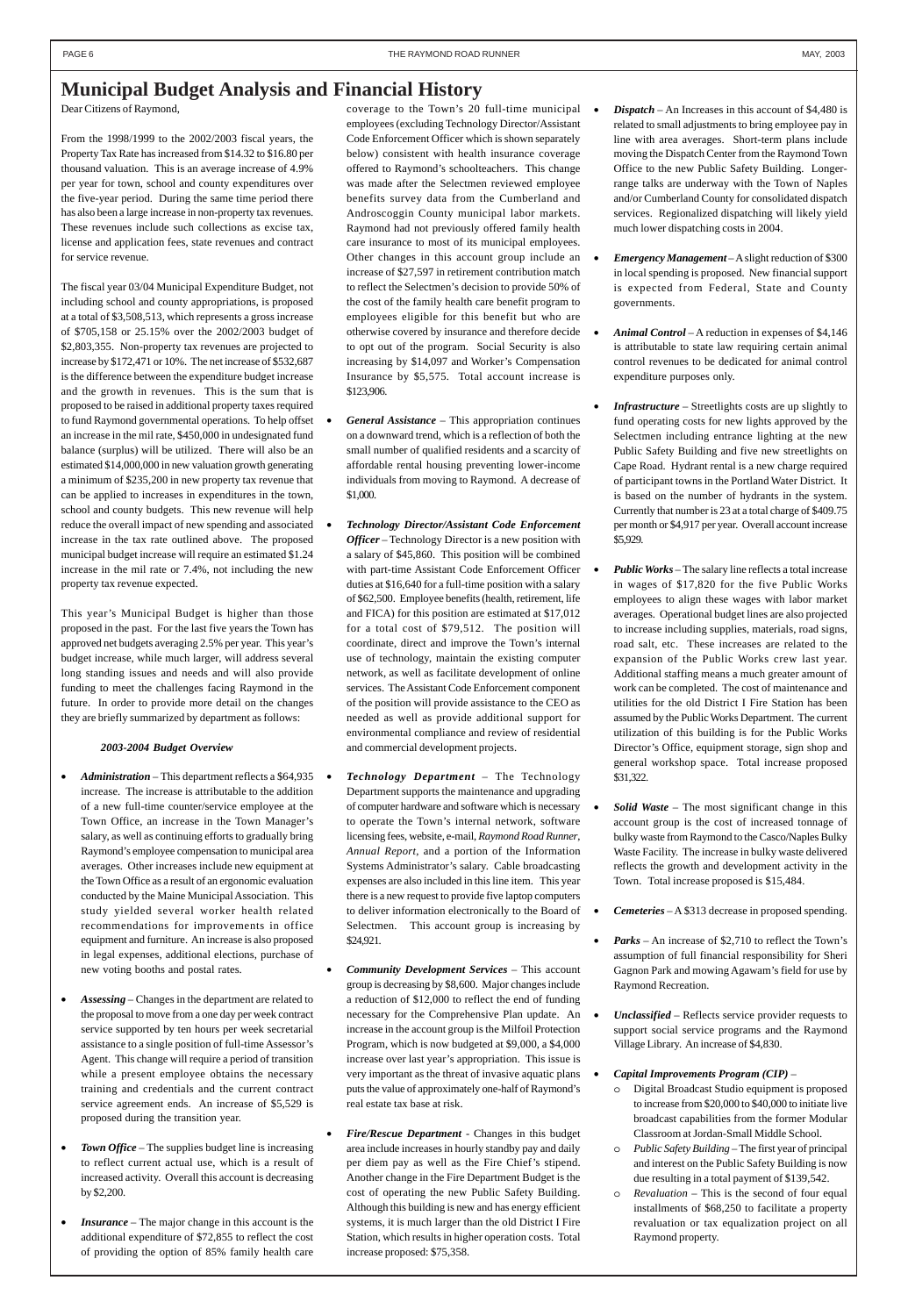# Municipal Budget Analysis and Financial History

Dear Citizens of Raymond,

From the 1998/1999 to the 2002/2003 fiscal years, the Property Tax Rate has increased from $14.32 to $16.80 per thousand valuation. This is an average increase of 4.9% per year for town, school and county expenditures over the five-year period. During the same time period there has also been a large increase in non-property tax revenues. These revenues include such collections as excise tax, license and application fees, state revenues and contract for service revenue.

The fiscal year 03/04 Municipal Expenditure Budget, not including school and county appropriations, is proposed at a total of $3,508,513, which represents a gross increase of $705,158 or 25.15% over the 2002/2003 budget of $2,803,355. Non-property tax revenues are projected to increase by $172,471 or 10%. The net increase of $532,687 is the difference between the expenditure budget increase and the growth in revenues. This is the sum that is proposed to be raised in additional property taxes required to fund Raymond governmental operations. To help offset an increase in the mil rate, $450,000 in undesignated fund balance (surplus) will be utilized. There will also be an estimated $14,000,000 in new valuation growth generating a minimum of $235,200 in new property tax revenue that can be applied to increases in expenditures in the town, school and county budgets. This new revenue will help reduce the overall impact of new spending and associated increase in the tax rate outlined above. The proposed municipal budget increase will require an estimated $1.24 increase in the mil rate or 7.4%, not including the new property tax revenue expected.

This year's Municipal Budget is higher than those proposed in the past. For the last five years the Town has approved net budgets averaging 2.5% per year. This year's budget increase, while much larger, will address several long standing issues and needs and will also provide funding to meet the challenges facing Raymond in the future. In order to provide more detail on the changes they are briefly summarized by department as follows:

***2003-2004 Budget Overview***

- ***Administration*** – This department reflects a $64,935 increase. The increase is attributable to the addition of a new full-time counter/service employee at the Town Office, an increase in the Town Manager's salary, as well as continuing efforts to gradually bring Raymond's employee compensation to municipal area averages. Other increases include new equipment at the Town Office as a result of an ergonomic evaluation conducted by the Maine Municipal Association. This study yielded several worker health related recommendations for improvements in office equipment and furniture. An increase is also proposed in legal expenses, additional elections, purchase of new voting booths and postal rates.

- ***Assessing*** – Changes in the department are related to the proposal to move from a one day per week contract service supported by ten hours per week secretarial assistance to a single position of full-time Assessor's Agent. This change will require a period of transition while a present employee obtains the necessary training and credentials and the current contract service agreement ends. An increase of $5,529 is proposed during the transition year.

- ***Town Office*** – The supplies budget line is increasing to reflect current actual use, which is a result of increased activity. Overall this account is decreasing by $2,200.

- ***Insurance*** – The major change in this account is the additional expenditure of $72,855 to reflect the cost of providing the option of 85% family health care coverage to the Town's 20 full-time municipal employees (excluding Technology Director/Assistant Code Enforcement Officer which is shown separately below) consistent with health insurance coverage offered to Raymond's schoolteachers. This change was made after the Selectmen reviewed employee benefits survey data from the Cumberland and Androscoggin County municipal labor markets. Raymond had not previously offered family health care insurance to most of its municipal employees. Other changes in this account group include an increase of $27,597 in retirement contribution match to reflect the Selectmen's decision to provide 50% of the cost of the family health care benefit program to employees eligible for this benefit but who are otherwise covered by insurance and therefore decide to opt out of the program. Social Security is also increasing by $14,097 and Worker's Compensation Insurance by $5,575. Total account increase is $123,906.

- ***General Assistance*** – This appropriation continues on a downward trend, which is a reflection of both the small number of qualified residents and a scarcity of affordable rental housing preventing lower-income individuals from moving to Raymond. A decrease of $1,000.

- ***Technology Director/Assistant Code Enforcement Officer*** – Technology Director is a new position with a salary of $45,860. This position will be combined with part-time Assistant Code Enforcement Officer duties at $16,640 for a full-time position with a salary of $62,500. Employee benefits (health, retirement, life and FICA) for this position are estimated at $17,012 for a total cost of $79,512. The position will coordinate, direct and improve the Town's internal use of technology, maintain the existing computer network, as well as facilitate development of online services. The Assistant Code Enforcement component of the position will provide assistance to the CEO as needed as well as provide additional support for environmental compliance and review of residential and commercial development projects.

- ***Technology Department*** – The Technology Department supports the maintenance and upgrading of computer hardware and software which is necessary to operate the Town's internal network, software licensing fees, website, e-mail, *Raymond Road Runner*, *Annual Report*, and a portion of the Information Systems Administrator's salary. Cable broadcasting expenses are also included in this line item. This year there is a new request to provide five laptop computers to deliver information electronically to the Board of Selectmen. This account group is increasing by $24,921.

- ***Community Development Services*** – This account group is decreasing by $8,600. Major changes include a reduction of $12,000 to reflect the end of funding necessary for the Comprehensive Plan update. An increase in the account group is the Milfoil Protection Program, which is now budgeted at $9,000, a $4,000 increase over last year's appropriation. This issue is very important as the threat of invasive aquatic plans puts the value of approximately one-half of Raymond's real estate tax base at risk.

- ***Fire/Rescue Department*** - Changes in this budget area include increases in hourly standby pay and daily per diem pay as well as the Fire Chief's stipend. Another change in the Fire Department Budget is the cost of operating the new Public Safety Building. Although this building is new and has energy efficient systems, it is much larger than the old District I Fire Station, which results in higher operation costs. Total increase proposed: $75,358.

- ***Dispatch*** – An Increases in this account of $4,480 is related to small adjustments to bring employee pay in line with area averages. Short-term plans include moving the Dispatch Center from the Raymond Town Office to the new Public Safety Building. Longer-range talks are underway with the Town of Naples and/or Cumberland County for consolidated dispatch services. Regionalized dispatching will likely yield much lower dispatching costs in 2004.

- ***Emergency Management*** – A slight reduction of $300 in local spending is proposed. New financial support is expected from Federal, State and County governments.

- ***Animal Control*** – A reduction in expenses of $4,146 is attributable to state law requiring certain animal control revenues to be dedicated for animal control expenditure purposes only.

- ***Infrastructure*** – Streetlights costs are up slightly to fund operating costs for new lights approved by the Selectmen including entrance lighting at the new Public Safety Building and five new streetlights on Cape Road. Hydrant rental is a new charge required of participant towns in the Portland Water District. It is based on the number of hydrants in the system. Currently that number is 23 at a total charge of $409.75 per month or $4,917 per year. Overall account increase $5,929.

- ***Public Works*** – The salary line reflects a total increase in wages of $17,820 for the five Public Works employees to align these wages with labor market averages. Operational budget lines are also projected to increase including supplies, materials, road signs, road salt, etc. These increases are related to the expansion of the Public Works crew last year. Additional staffing means a much greater amount of work can be completed. The cost of maintenance and utilities for the old District I Fire Station has been assumed by the Public Works Department. The current utilization of this building is for the Public Works Director's Office, equipment storage, sign shop and general workshop space. Total increase proposed $31,322.

- ***Solid Waste*** – The most significant change in this account group is the cost of increased tonnage of bulky waste from Raymond to the Casco/Naples Bulky Waste Facility. The increase in bulky waste delivered reflects the growth and development activity in the Town. Total increase proposed is $15,484.

- ***Cemeteries*** – A $313 decrease in proposed spending.

- ***Parks*** – An increase of $2,710 to reflect the Town's assumption of full financial responsibility for Sheri Gagnon Park and mowing Agawam's field for use by Raymond Recreation.

- ***Unclassified*** – Reflects service provider requests to support social service programs and the Raymond Village Library. An increase of $4,830.

- ***Capital Improvements Program (CIP)*** –
  - Digital Broadcast Studio equipment is proposed to increase from $20,000 to $40,000 to initiate live broadcast capabilities from the former Modular Classroom at Jordan-Small Middle School.
  - *Public Safety Building* – The first year of principal and interest on the Public Safety Building is now due resulting in a total payment of $139,542.
  - *Revaluation* – This is the second of four equal installments of $68,250 to facilitate a property revaluation or tax equalization project on all Raymond property.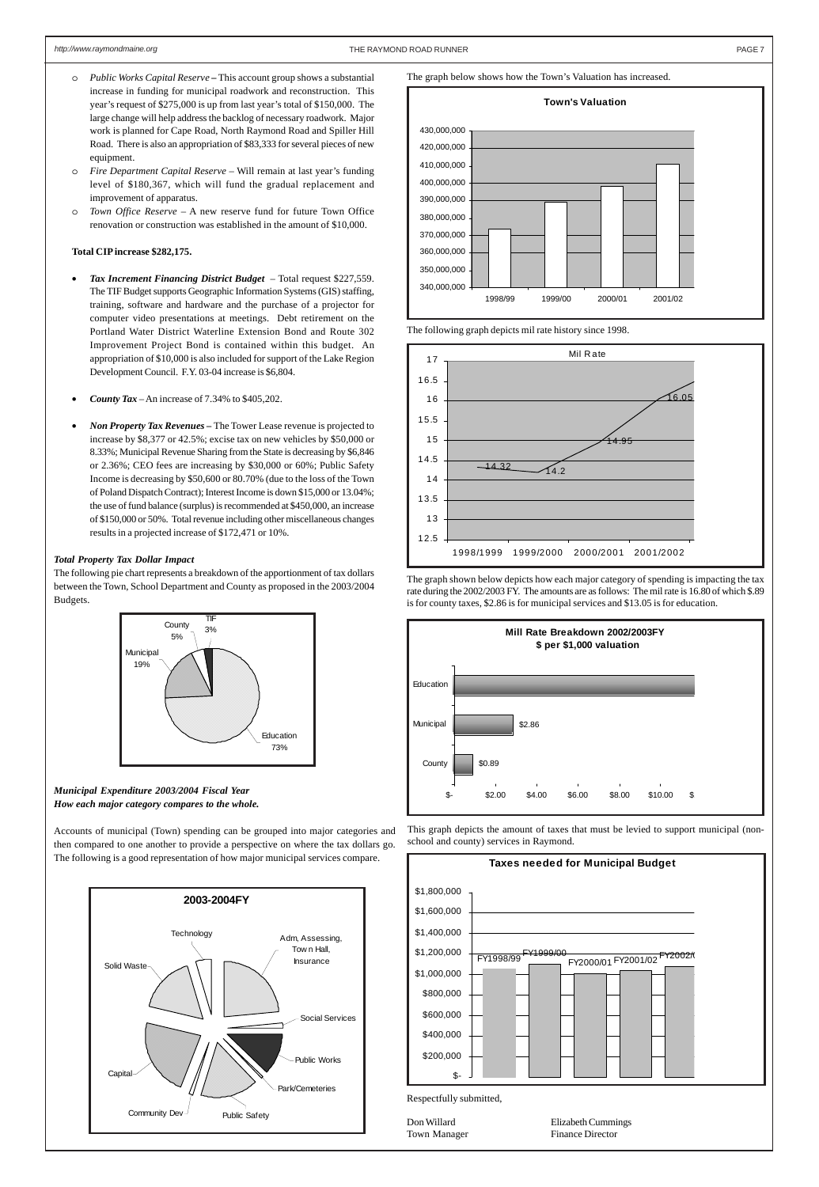- *Public Works Capital Reserve* – This account group shows a substantial increase in funding for municipal roadwork and reconstruction. This year's request of $275,000 is up from last year's total of $150,000. The large change will help address the backlog of necessary roadwork. Major work is planned for Cape Road, North Raymond Road and Spiller Hill Road. There is also an appropriation of $83,333 for several pieces of new equipment.
- *Fire Department Capital Reserve* – Will remain at last year's funding level of $180,367, which will fund the gradual replacement and improvement of apparatus.
- *Town Office Reserve* – A new reserve fund for future Town Office renovation or construction was established in the amount of $10,000.

**Total CIP increase $282,175.**

- ***Tax Increment Financing District Budget*** – Total request $227,559. The TIF Budget supports Geographic Information Systems (GIS) staffing, training, software and hardware and the purchase of a projector for computer video presentations at meetings. Debt retirement on the Portland Water District Waterline Extension Bond and Route 302 Improvement Project Bond is contained within this budget. An appropriation of $10,000 is also included for support of the Lake Region Development Council. F.Y. 03-04 increase is $6,804.

- ***County Tax*** – An increase of 7.34% to $405,202.

- ***Non Property Tax Revenues*** – The Tower Lease revenue is projected to increase by $8,377 or 42.5%; excise tax on new vehicles by $50,000 or 8.33%; Municipal Revenue Sharing from the State is decreasing by $6,846 or 2.36%; CEO fees are increasing by $30,000 or 60%; Public Safety Income is decreasing by $50,600 or 80.70% (due to the loss of the Town of Poland Dispatch Contract); Interest Income is down $15,000 or 13.04%; the use of fund balance (surplus) is recommended at $450,000, an increase of $150,000 or 50%. Total revenue including other miscellaneous changes results in a projected increase of $172,471 or 10%.

***Total Property Tax Dollar Impact***

The following pie chart represents a breakdown of the apportionment of tax dollars between the Town, School Department and County as proposed in the 2003/2004 Budgets.

| Category | Share |
|---|---|
| Education | 73% |
| Municipal | 19% |
| County | 5% |
| TIF | 3% |

***Municipal Expenditure 2003/2004 Fiscal Year***
***How each major category compares to the whole.***

Accounts of municipal (Town) spending can be grouped into major categories and then compared to one another to provide a perspective on where the tax dollars go. The following is a good representation of how major municipal services compare.

**2003-2004FY**

Categories: Adm, Assessing, Town Hall, Insurance; Social Services; Public Works; Park/Cemeteries; Public Safety; Community Dev; Capital; Solid Waste; Technology

The graph below shows how the Town's Valuation has increased.

**Town's Valuation**

| Year | Valuation (approx.) |
|---|---|
| 1998/99 | 373,000,000 |
| 1999/00 | 389,000,000 |
| 2000/01 | 398,000,000 |
| 2001/02 | 411,000,000 |

The following graph depicts mil rate history since 1998.

**Mil Rate**

| Year | Mil Rate |
|---|---|
| 1998/1999 | 14.32 |
| 1999/2000 | 14.2 |
| 2000/2001 | 14.95 |
| 2001/2002 | 16.05 |

The graph shown below depicts how each major category of spending is impacting the tax rate during the 2002/2003 FY. The amounts are as follows: The mil rate is 16.80 of which $.89 is for county taxes, $2.86 is for municipal services and $13.05 is for education.

**Mill Rate Breakdown 2002/2003FY**
**$ per $1,000 valuation**

| Category | $ per $1,000 |
|---|---|
| Education | $13.05 |
| Municipal | $2.86 |
| County | $0.89 |

This graph depicts the amount of taxes that must be levied to support municipal (non-school and county) services in Raymond.

**Taxes needed for Municipal Budget**

| Fiscal Year | Amount (approx.) |
|---|---|
| FY1998/99 | $1,050,000 |
| FY1999/00 | $1,090,000 |
| FY2000/01 | $1,010,000 |
| FY2001/02 | $1,030,000 |
| FY2002/03 | $1,070,000 |

Respectfully submitted,

Don Willard
Town Manager

Elizabeth Cummings
Finance Director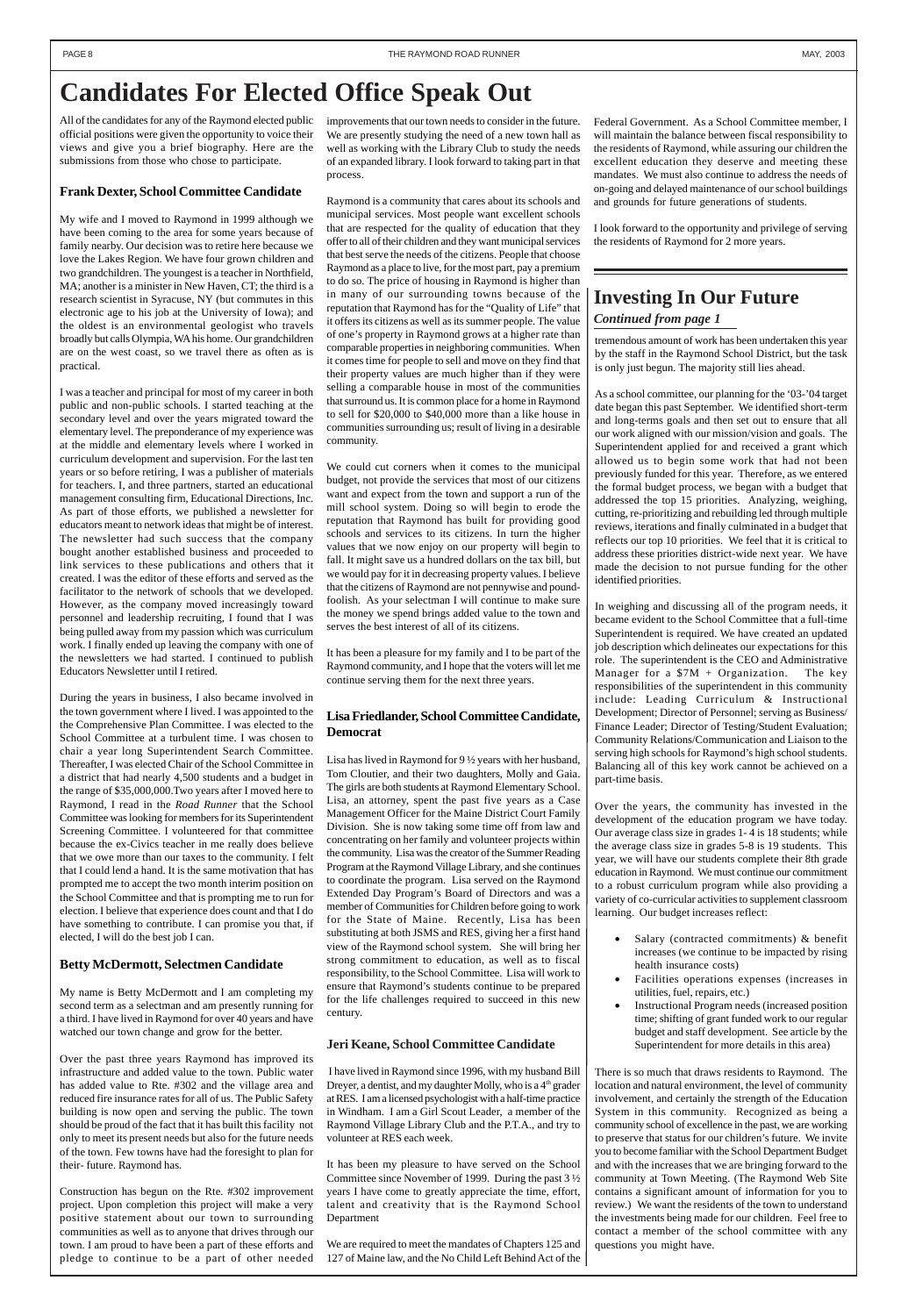# Candidates For Elected Office Speak Out

All of the candidates for any of the Raymond elected public official positions were given the opportunity to voice their views and give you a brief biography. Here are the submissions from those who chose to participate.

### Frank Dexter, School Committee Candidate

My wife and I moved to Raymond in 1999 although we have been coming to the area for some years because of family nearby. Our decision was to retire here because we love the Lakes Region. We have four grown children and two grandchildren. The youngest is a teacher in Northfield, MA; another is a minister in New Haven, CT; the third is a research scientist in Syracuse, NY (but commutes in this electronic age to his job at the University of Iowa); and the oldest is an environmental geologist who travels broadly but calls Olympia, WA his home. Our grandchildren are on the west coast, so we travel there as often as is practical.

I was a teacher and principal for most of my career in both public and non-public schools. I started teaching at the secondary level and over the years migrated toward the elementary level. The preponderance of my experience was at the middle and elementary levels where I worked in curriculum development and supervision. For the last ten years or so before retiring, I was a publisher of materials for teachers. I, and three partners, started an educational management consulting firm, Educational Directions, Inc. As part of those efforts, we published a newsletter for educators meant to network ideas that might be of interest. The newsletter had such success that the company bought another established business and proceeded to link services to these publications and others that it created. I was the editor of these efforts and served as the facilitator to the network of schools that we developed. However, as the company moved increasingly toward personnel and leadership recruiting, I found that I was being pulled away from my passion which was curriculum work. I finally ended up leaving the company with one of the newsletters we had started. I continued to publish Educators Newsletter until I retired.

During the years in business, I also became involved in the town government where I lived. I was appointed to the the Comprehensive Plan Committee. I was elected to the School Committee at a turbulent time. I was chosen to chair a year long Superintendent Search Committee. Thereafter, I was elected Chair of the School Committee in a district that had nearly 4,500 students and a budget in the range of $35,000,000.Two years after I moved here to Raymond, I read in the *Road Runner* that the School Committee was looking for members for its Superintendent Screening Committee. I volunteered for that committee because the ex-Civics teacher in me really does believe that we owe more than our taxes to the community. I felt that I could lend a hand. It is the same motivation that has prompted me to accept the two month interim position on the School Committee and that is prompting me to run for election. I believe that experience does count and that I do have something to contribute. I can promise you that, if elected, I will do the best job I can.

### Betty McDermott, Selectmen Candidate

My name is Betty McDermott and I am completing my second term as a selectman and am presently running for a third. I have lived in Raymond for over 40 years and have watched our town change and grow for the better.

Over the past three years Raymond has improved its infrastructure and added value to the town. Public water has added value to Rte. #302 and the village area and reduced fire insurance rates for all of us. The Public Safety building is now open and serving the public. The town should be proud of the fact that it has built this facility not only to meet its present needs but also for the future needs of the town. Few towns have had the foresight to plan for their- future. Raymond has.

Construction has begun on the Rte. #302 improvement project. Upon completion this project will make a very positive statement about our town to surrounding communities as well as to anyone that drives through our town. I am proud to have been a part of these efforts and pledge to continue to be a part of other needed improvements that our town needs to consider in the future. We are presently studying the need of a new town hall as well as working with the Library Club to study the needs of an expanded library. I look forward to taking part in that process.

Raymond is a community that cares about its schools and municipal services. Most people want excellent schools that are respected for the quality of education that they offer to all of their children and they want municipal services that best serve the needs of the citizens. People that choose Raymond as a place to live, for the most part, pay a premium to do so. The price of housing in Raymond is higher than in many of our surrounding towns because of the reputation that Raymond has for the "Quality of Life" that it offers its citizens as well as its summer people. The value of one's property in Raymond grows at a higher rate than comparable properties in neighboring communities. When it comes time for people to sell and move on they find that their property values are much higher than if they were selling a comparable house in most of the communities that surround us. It is common place for a home in Raymond to sell for $20,000 to $40,000 more than a like house in communities surrounding us; result of living in a desirable community.

We could cut corners when it comes to the municipal budget, not provide the services that most of our citizens want and expect from the town and support a run of the mill school system. Doing so will begin to erode the reputation that Raymond has built for providing good schools and services to its citizens. In turn the higher values that we now enjoy on our property will begin to fall. It might save us a hundred dollars on the tax bill, but we would pay for it in decreasing property values. I believe that the citizens of Raymond are not pennywise and pound-foolish. As your selectman I will continue to make sure the money we spend brings added value to the town and serves the best interest of all of its citizens.

It has been a pleasure for my family and I to be part of the Raymond community, and I hope that the voters will let me continue serving them for the next three years.

### Lisa Friedlander, School Committee Candidate, Democrat

Lisa has lived in Raymond for 9 ½ years with her husband, Tom Cloutier, and their two daughters, Molly and Gaia. The girls are both students at Raymond Elementary School. Lisa, an attorney, spent the past five years as a Case Management Officer for the Maine District Court Family Division. She is now taking some time off from law and concentrating on her family and volunteer projects within the community. Lisa was the creator of the Summer Reading Program at the Raymond Village Library, and she continues to coordinate the program. Lisa served on the Raymond Extended Day Program's Board of Directors and was a member of Communities for Children before going to work for the State of Maine. Recently, Lisa has been substituting at both JSMS and RES, giving her a first hand view of the Raymond school system. She will bring her strong commitment to education, as well as to fiscal responsibility, to the School Committee. Lisa will work to ensure that Raymond's students continue to be prepared for the life challenges required to succeed in this new century.

### Jeri Keane, School Committee Candidate

I have lived in Raymond since 1996, with my husband Bill Dreyer, a dentist, and my daughter Molly, who is a 4th grader at RES. I am a licensed psychologist with a half-time practice in Windham. I am a Girl Scout Leader, a member of the Raymond Village Library Club and the P.T.A., and try to volunteer at RES each week.

It has been my pleasure to have served on the School Committee since November of 1999. During the past 3 ½ years I have come to greatly appreciate the time, effort, talent and creativity that is the Raymond School Department

We are required to meet the mandates of Chapters 125 and 127 of Maine law, and the No Child Left Behind Act of the Federal Government. As a School Committee member, I will maintain the balance between fiscal responsibility to the residents of Raymond, while assuring our children the excellent education they deserve and meeting these mandates. We must also continue to address the needs of on-going and delayed maintenance of our school buildings and grounds for future generations of students.

I look forward to the opportunity and privilege of serving the residents of Raymond for 2 more years.

## Investing In Our Future

***Continued from page 1***

tremendous amount of work has been undertaken this year by the staff in the Raymond School District, but the task is only just begun. The majority still lies ahead.

As a school committee, our planning for the '03-'04 target date began this past September. We identified short-term and long-terms goals and then set out to ensure that all our work aligned with our mission/vision and goals. The Superintendent applied for and received a grant which allowed us to begin some work that had not been previously funded for this year. Therefore, as we entered the formal budget process, we began with a budget that addressed the top 15 priorities. Analyzing, weighing, cutting, re-prioritizing and rebuilding led through multiple reviews, iterations and finally culminated in a budget that reflects our top 10 priorities. We feel that it is critical to address these priorities district-wide next year. We have made the decision to not pursue funding for the other identified priorities.

In weighing and discussing all of the program needs, it became evident to the School Committee that a full-time Superintendent is required. We have created an updated job description which delineates our expectations for this role. The superintendent is the CEO and Administrative Manager for a $7M + Organization. The key responsibilities of the superintendent in this community include: Leading Curriculum & Instructional Development; Director of Personnel; serving as Business/ Finance Leader; Director of Testing/Student Evaluation; Community Relations/Communication and Liaison to the serving high schools for Raymond's high school students. Balancing all of this key work cannot be achieved on a part-time basis.

Over the years, the community has invested in the development of the education program we have today. Our average class size in grades 1- 4 is 18 students; while the average class size in grades 5-8 is 19 students. This year, we will have our students complete their 8th grade education in Raymond. We must continue our commitment to a robust curriculum program while also providing a variety of co-curricular activities to supplement classroom learning. Our budget increases reflect:

- Salary (contracted commitments) & benefit increases (we continue to be impacted by rising health insurance costs)
- Facilities operations expenses (increases in utilities, fuel, repairs, etc.)
- Instructional Program needs (increased position time; shifting of grant funded work to our regular budget and staff development. See article by the Superintendent for more details in this area)

There is so much that draws residents to Raymond. The location and natural environment, the level of community involvement, and certainly the strength of the Education System in this community. Recognized as being a community school of excellence in the past, we are working to preserve that status for our children's future. We invite you to become familiar with the School Department Budget and with the increases that we are bringing forward to the community at Town Meeting. (The Raymond Web Site contains a significant amount of information for you to review.) We want the residents of the town to understand the investments being made for our children. Feel free to contact a member of the school committee with any questions you might have.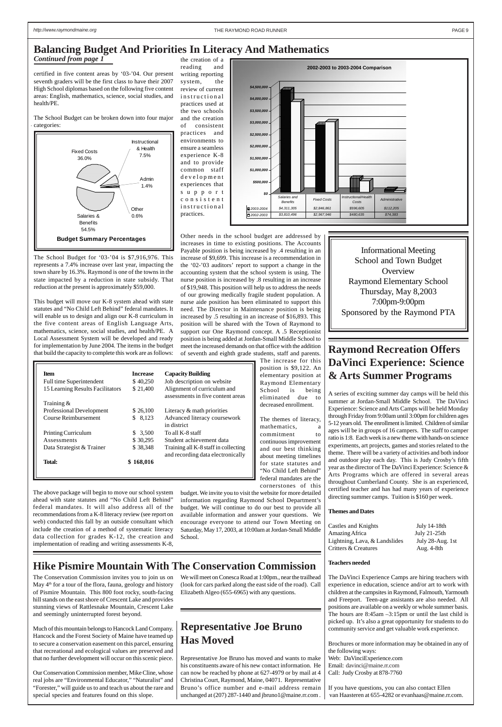# Balancing Budget And Priorities In Literacy And Mathematics

*Continued from page 1*

certified in five content areas by '03-'04. Our present seventh graders will be the first class to have their 2007 High School diplomas based on the following five content areas: English, mathematics, science, social studies, and health/PE.

The School Budget can be broken down into four major categories:

**Budget Summary Percentages**

| Category | Percentage |
|---|---|
| Fixed Costs | 36.0% |
| Instructional & Health | 7.5% |
| Admin | 1.4% |
| Other | 0.6% |
| Salaries & Benefits | 54.5% |

The School Budget for '03-'04 is $7,916,976. This represents a 7.4% increase over last year, impacting the town share by 16.3%. Raymond is one of the towns in the state impacted by a reduction in state subsidy. That reduction at the present is approximately $59,000.

This budget will move our K-8 system ahead with state statutes and "No Child Left Behind" federal mandates. It will enable us to design and align our K-8 curriculum in the five content areas of English Language Arts, mathematics, science, social studies, and health/PE. A Local Assessment System will be developed and ready for implementation by June 2004. The items in the budget that build the capacity to complete this work are as follows:

| Item | Increase | Capacity Building |
|---|---|---|
| Full time Superintendent | $ 40,250 | Job description on website |
| 15 Learning Results Facilitators | $ 21,400 | Alignment of curriculum and assessments in five content areas |
| Training & Professional Development | $ 26,100 | Literacy & math priorities |
| Course Reimbursement | $ 8,123 | Advanced literacy coursework in district |
| Printing Curriculum | $ 3,500 | To all K-8 staff |
| Assessments | $ 30,295 | Student achievement data |
| Data Strategist & Trainer | $ 38,348 | Training all K-8 staff in collecting and recording data electronically |
| **Total:** | **$ 168,016** | |

The above package will begin to move our school system ahead with state statutes and "No Child Left Behind" federal mandates. It will also address all of the recommendations from a K-8 literacy review (see report on web) conducted this fall by an outside consultant which include the creation of a method of systematic literacy data collection for grades K-12, the creation and implementation of reading and writing assessments K-8, the creation of a reading and writing reporting system, the review of current instructional practices used at the two schools and the creation of consistent practices and environments to ensure a seamless experience K-8 and to provide common staff development experiences that support consistent instructional practices.

**2002-2003 to 2003-2004 Comparison**

| | Salaries and Benefits | Fixed Costs | Instructional/Health Costs | Administrative |
|---|---|---|---|---|
| 2003-2004 | $4,311,305 | $2,846,861 | $596,605 | $112,205 |
| 2002-2003 | $3,810,496 | $2,967,946 | $480,635 | $74,383 |

Other needs in the school budget are addressed by increases in time to existing positions. The Accounts Payable position is being increased by .4 resulting in an increase of $9,699. This increase is a recommendation in the '02-'03 auditors' report to support a change in the accounting system that the school system is using. The nurse position is increased by .8 resulting in an increase of $19,948. This position will help us to address the needs of our growing medically fragile student population. A nurse aide position has been eliminated to support this need. The Director in Maintenance position is being increased by .5 resulting in an increase of $16,893. This position will be shared with the Town of Raymond to support our One Raymond concept. A .5 Receptionist position is being added at Jordan-Small Middle School to meet the increased demands on that office with the addition of seventh and eighth grade students, staff and parents. The increase for this position is $9,122. An elementary position at Raymond Elementary School is being eliminated due to decreased enrollment.

The themes of literacy, mathematics, a commitment to continuous improvement and our best thinking about meeting timelines for state statutes and "No Child Left Behind" federal mandates are the cornerstones of this budget. We invite you to visit the website for more detailed information regarding Raymond School Department's budget. We will continue to do our best to provide all available information and answer your questions. We encourage everyone to attend our Town Meeting on Saturday, May 17, 2003, at 10:00am at Jordan-Small Middle School.

Informational Meeting
School and Town Budget Overview
Raymond Elementary School
Thursday, May 8,2003
7:00pm-9:00pm
Sponsored by the Raymond PTA

# Raymond Recreation Offers DaVinci Experience: Science & Arts Summer Programs

A series of exciting summer day camps will be held this summer at Jordan-Small Middle School. The DaVinci Experience: Science and Arts Camps will be held Monday through Friday from 9:00am until 3:00pm for children ages 5-12 years old. The enrollment is limited. Children of similar ages will be in groups of 16 campers. The staff to camper ratio is 1:8. Each week is a new theme with hands-on science experiments, art projects, games and stories related to the theme. There will be a variety of activities and both indoor and outdoor play each day. This is Judy Crosby's fifth year as the director of The DaVinci Experience: Science & Arts Programs which are offered in several areas throughout Cumberland County. She is an experienced, certified teacher and has had many years of experience directing summer camps. Tuition is $160 per week.

**Themes and Dates**

| Theme | Dates |
|---|---|
| Castles and Knights | July 14-18th |
| Amazing Africa | July 21-25th |
| Lightning, Lava, & Landslides | July 28-Aug. 1st |
| Critters & Creatures | Aug. 4-8th |

**Teachers needed**

The DaVinci Experience Camps are hiring teachers with experience in education, science and/or art to work with children at the campsites in Raymond, Falmouth, Yarmouth and Freeport. Teen-age assistants are also needed. All positions are available on a weekly or whole summer basis. The hours are 8:45am –3:15pm or until the last child is picked up. It's also a great opportunity for students to do community service and get valuable work experience.

Brochures or more information may be obtained in any of the following ways:
Web: DaVinciExperience.com
Email: davinci@maine.rr.com
Call: Judy Crosby at 878-7760

If you have questions, you can also contact Ellen van Haasteren at 655-4282 or evanhaas@maine.rr.com.

# Hike Pismire Mountain With The Conservation Commission

The Conservation Commission invites you to join us on May 4th for a tour of the flora, fauna, geology and history of Pismire Mountain. This 800 foot rocky, south-facing hill stands on the east shore of Crescent Lake and provides stunning views of Rattlesnake Mountain, Crescent Lake and seemingly uninterrupted forest beyond.

Much of this mountain belongs to Hancock Land Company. Hancock and the Forest Society of Maine have teamed up to secure a conservation easement on this parcel, ensuring that recreational and ecological values are preserved and that no further development will occur on this scenic piece.

Our Conservation Commission member, Mike Cline, whose real jobs are "Environmental Educator," "Naturalist" and "Forester," will guide us to and teach us about the rare and special species and features found on this slope.

We will meet on Conesca Road at 1:00pm., near the trailhead (look for cars parked along the east side of the road). Call Elizabeth Algeo (655-6965) with any questions.

# Representative Joe Bruno Has Moved

Representative Joe Bruno has moved and wants to make his constituents aware of his new contact information. He can now be reached by phone at 627-4979 or by mail at 4 Christina Court, Raymond, Maine, 04071. Representative Bruno's office number and e-mail address remain unchanged at (207) 287-1440 and jbruno1@maine.rr.com .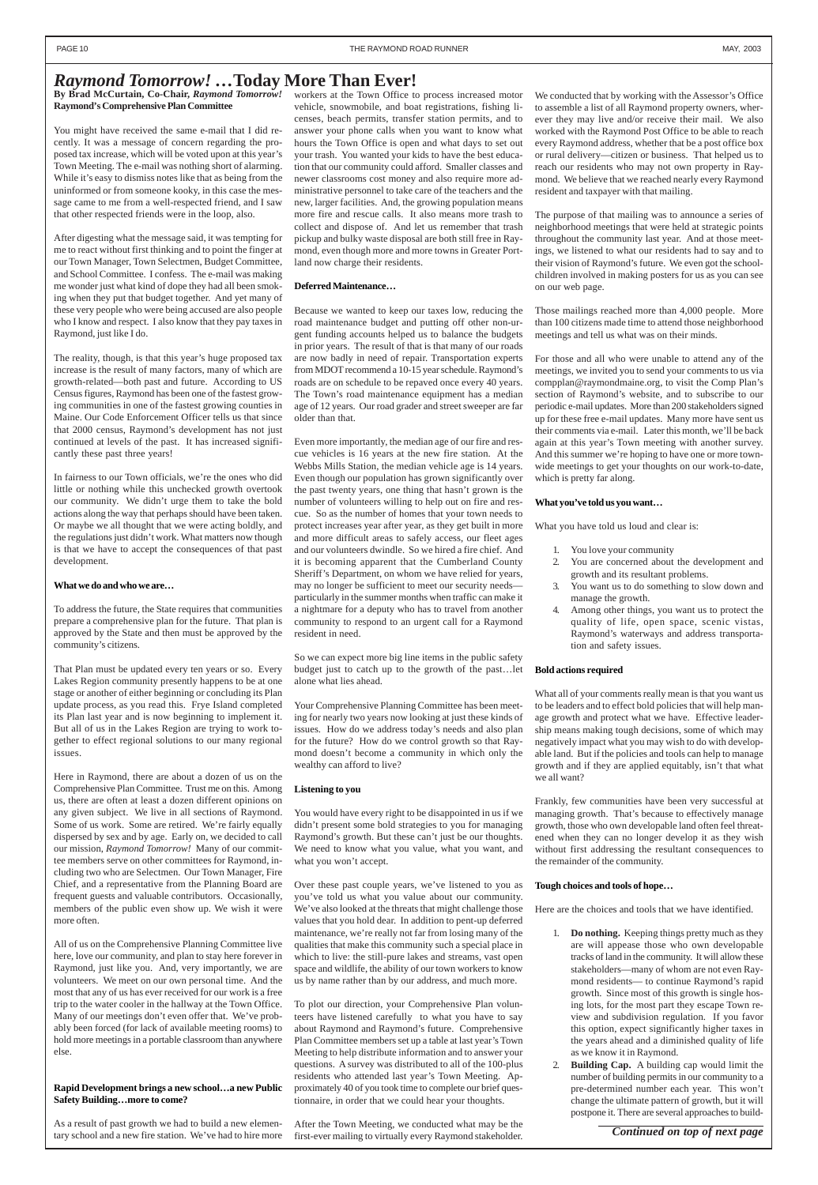# *Raymond Tomorrow!* …Today More Than Ever!

**By Brad McCurtain, Co-Chair, *Raymond Tomorrow!* Raymond's Comprehensive Plan Committee**

You might have received the same e-mail that I did recently. It was a message of concern regarding the proposed tax increase, which will be voted upon at this year's Town Meeting. The e-mail was nothing short of alarming. While it's easy to dismiss notes like that as being from the uninformed or from someone kooky, in this case the message came to me from a well-respected friend, and I saw that other respected friends were in the loop, also.

After digesting what the message said, it was tempting for me to react without first thinking and to point the finger at our Town Manager, Town Selectmen, Budget Committee, and School Committee. I confess. The e-mail was making me wonder just what kind of dope they had all been smoking when they put that budget together. And yet many of these very people who were being accused are also people who I know and respect. I also know that they pay taxes in Raymond, just like I do.

The reality, though, is that this year's huge proposed tax increase is the result of many factors, many of which are growth-related—both past and future. According to US Census figures, Raymond has been one of the fastest growing communities in one of the fastest growing counties in Maine. Our Code Enforcement Officer tells us that since that 2000 census, Raymond's development has not just continued at levels of the past. It has increased significantly these past three years!

In fairness to our Town officials, we're the ones who did little or nothing while this unchecked growth overtook our community. We didn't urge them to take the bold actions along the way that perhaps should have been taken. Or maybe we all thought that we were acting boldly, and the regulations just didn't work. What matters now though is that we have to accept the consequences of that past development.

### What we do and who we are…

To address the future, the State requires that communities prepare a comprehensive plan for the future. That plan is approved by the State and then must be approved by the community's citizens.

That Plan must be updated every ten years or so. Every Lakes Region community presently happens to be at one stage or another of either beginning or concluding its Plan update process, as you read this. Frye Island completed its Plan last year and is now beginning to implement it. But all of us in the Lakes Region are trying to work together to effect regional solutions to our many regional issues.

Here in Raymond, there are about a dozen of us on the Comprehensive Plan Committee. Trust me on this. Among us, there are often at least a dozen different opinions on any given subject. We live in all sections of Raymond. Some of us work. Some are retired. We're fairly equally dispersed by sex and by age. Early on, we decided to call our mission, *Raymond Tomorrow!* Many of our committee members serve on other committees for Raymond, including two who are Selectmen. Our Town Manager, Fire Chief, and a representative from the Planning Board are frequent guests and valuable contributors. Occasionally, members of the public even show up. We wish it were more often.

All of us on the Comprehensive Planning Committee live here, love our community, and plan to stay here forever in Raymond, just like you. And, very importantly, we are volunteers. We meet on our own personal time. And the most that any of us has ever received for our work is a free trip to the water cooler in the hallway at the Town Office. Many of our meetings don't even offer that. We've probably been forced (for lack of available meeting rooms) to hold more meetings in a portable classroom than anywhere else.

### Rapid Development brings a new school…a new Public Safety Building…more to come?

As a result of past growth we had to build a new elementary school and a new fire station. We've had to hire more workers at the Town Office to process increased motor vehicle, snowmobile, and boat registrations, fishing licenses, beach permits, transfer station permits, and to answer your phone calls when you want to know what hours the Town Office is open and what days to set out your trash. You wanted your kids to have the best education that our community could afford. Smaller classes and newer classrooms cost money and also require more administrative personnel to take care of the teachers and the new, larger facilities. And, the growing population means more fire and rescue calls. It also means more trash to collect and dispose of. And let us remember that trash pickup and bulky waste disposal are both still free in Raymond, even though more and more towns in Greater Portland now charge their residents.

### Deferred Maintenance…

Because we wanted to keep our taxes low, reducing the road maintenance budget and putting off other non-urgent funding accounts helped us to balance the budgets in prior years. The result of that is that many of our roads are now badly in need of repair. Transportation experts from MDOT recommend a 10-15 year schedule. Raymond's roads are on schedule to be repaved once every 40 years. The Town's road maintenance equipment has a median age of 12 years. Our road grader and street sweeper are far older than that.

Even more importantly, the median age of our fire and rescue vehicles is 16 years at the new fire station. At the Webbs Mills Station, the median vehicle age is 14 years. Even though our population has grown significantly over the past twenty years, one thing that hasn't grown is the number of volunteers willing to help out on fire and rescue. So as the number of homes that your town needs to protect increases year after year, as they get built in more and more difficult areas to safely access, our fleet ages and our volunteers dwindle. So we hired a fire chief. And it is becoming apparent that the Cumberland County Sheriff's Department, on whom we have relied for years, may no longer be sufficient to meet our security needs—particularly in the summer months when traffic can make it a nightmare for a deputy who has to travel from another community to respond to an urgent call for a Raymond resident in need.

So we can expect more big line items in the public safety budget just to catch up to the growth of the past…let alone what lies ahead.

Your Comprehensive Planning Committee has been meeting for nearly two years now looking at just these kinds of issues. How do we address today's needs and also plan for the future? How do we control growth so that Raymond doesn't become a community in which only the wealthy can afford to live?

### Listening to you

You would have every right to be disappointed in us if we didn't present some bold strategies to you for managing Raymond's growth. But these can't just be our thoughts. We need to know what you value, what you want, and what you won't accept.

Over these past couple years, we've listened to you as you've told us what you value about our community. We've also looked at the threats that might challenge those values that you hold dear. In addition to pent-up deferred maintenance, we're really not far from losing many of the qualities that make this community such a special place in which to live: the still-pure lakes and streams, vast open space and wildlife, the ability of our town workers to know us by name rather than by our address, and much more.

To plot our direction, your Comprehensive Plan volunteers have listened carefully to what you have to say about Raymond and Raymond's future. Comprehensive Plan Committee members set up a table at last year's Town Meeting to help distribute information and to answer your questions. A survey was distributed to all of the 100-plus residents who attended last year's Town Meeting. Approximately 40 of you took time to complete our brief questionnaire, in order that we could hear your thoughts.

After the Town Meeting, we conducted what may be the first-ever mailing to virtually every Raymond stakeholder. We conducted that by working with the Assessor's Office to assemble a list of all Raymond property owners, wherever they may live and/or receive their mail. We also worked with the Raymond Post Office to be able to reach every Raymond address, whether that be a post office box or rural delivery—citizen or business. That helped us to reach our residents who may not own property in Raymond. We believe that we reached nearly every Raymond resident and taxpayer with that mailing.

The purpose of that mailing was to announce a series of neighborhood meetings that were held at strategic points throughout the community last year. And at those meetings, we listened to what our residents had to say and to their vision of Raymond's future. We even got the schoolchildren involved in making posters for us as you can see on our web page.

Those mailings reached more than 4,000 people. More than 100 citizens made time to attend those neighborhood meetings and tell us what was on their minds.

For those and all who were unable to attend any of the meetings, we invited you to send your comments to us via compplan@raymondmaine.org, to visit the Comp Plan's section of Raymond's website, and to subscribe to our periodic e-mail updates. More than 200 stakeholders signed up for these free e-mail updates. Many more have sent us their comments via e-mail. Later this month, we'll be back again at this year's Town meeting with another survey. And this summer we're hoping to have one or more townwide meetings to get your thoughts on our work-to-date, which is pretty far along.

### What you've told us you want…

What you have told us loud and clear is:

1. You love your community
2. You are concerned about the development and growth and its resultant problems.
3. You want us to do something to slow down and manage the growth.
4. Among other things, you want us to protect the quality of life, open space, scenic vistas, Raymond's waterways and address transportation and safety issues.

### Bold actions required

What all of your comments really mean is that you want us to be leaders and to effect bold policies that will help manage growth and protect what we have. Effective leadership means making tough decisions, some of which may negatively impact what you may wish to do with developable land. But if the policies and tools can help to manage growth and if they are applied equitably, isn't that what we all want?

Frankly, few communities have been very successful at managing growth. That's because to effectively manage growth, those who own developable land often feel threatened when they can no longer develop it as they wish without first addressing the resultant consequences to the remainder of the community.

### Tough choices and tools of hope…

Here are the choices and tools that we have identified.

1. **Do nothing.** Keeping things pretty much as they are will appease those who own developable tracks of land in the community. It will allow these stakeholders—many of whom are not even Raymond residents— to continue Raymond's rapid growth. Since most of this growth is single hosing lots, for the most part they escape Town review and subdivision regulation. If you favor this option, expect significantly higher taxes in the years ahead and a diminished quality of life as we know it in Raymond.
2. **Building Cap.** A building cap would limit the number of building permits in our community to a pre-determined number each year. This won't change the ultimate pattern of growth, but it will postpone it. There are several approaches to build-

***Continued on top of next page***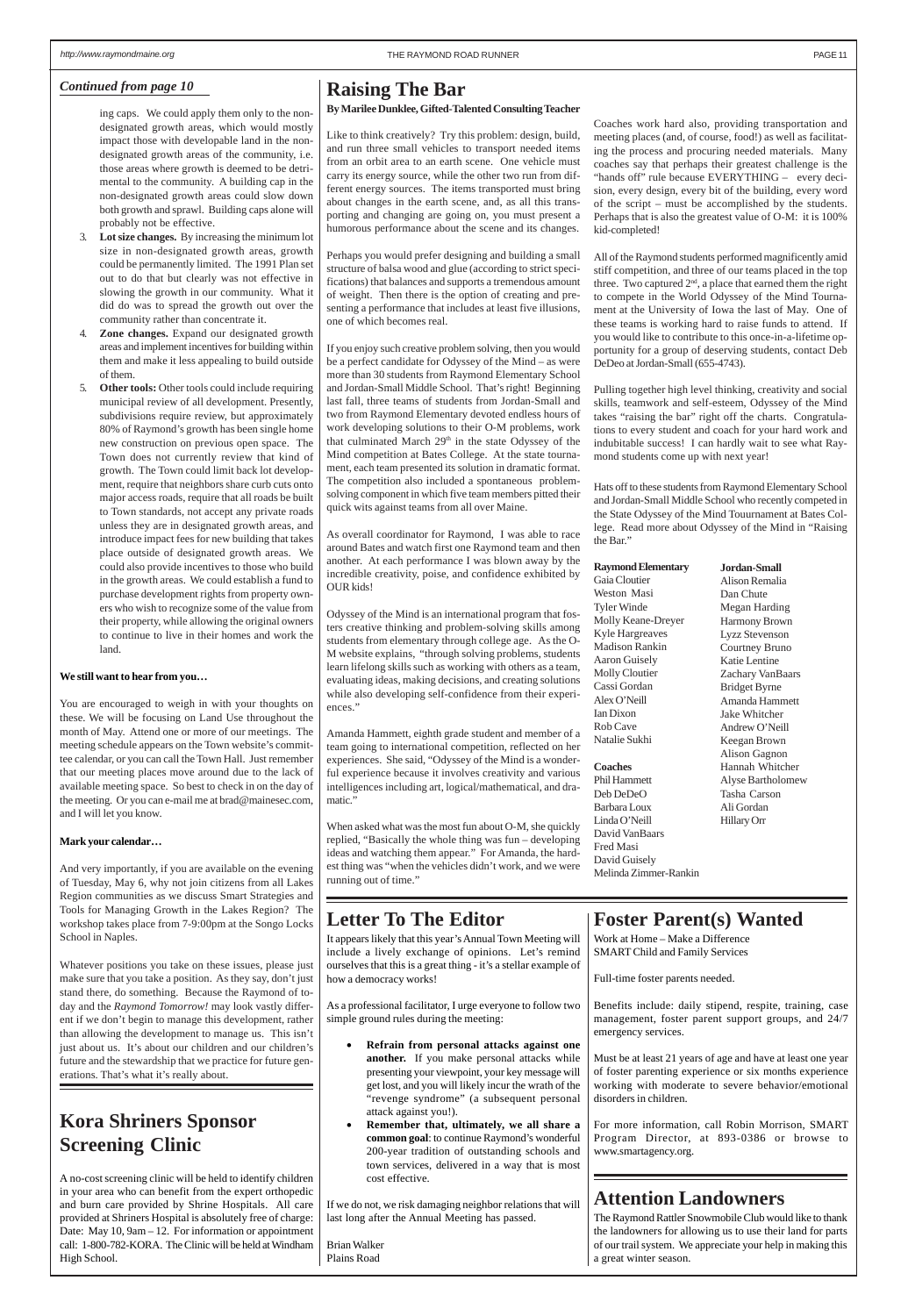*Continued from page 10*

ing caps. We could apply them only to the non-designated growth areas, which would mostly impact those with developable land in the non-designated growth areas of the community, i.e. those areas where growth is deemed to be detrimental to the community. A building cap in the non-designated growth areas could slow down both growth and sprawl. Building caps alone will probably not be effective.

3. **Lot size changes.** By increasing the minimum lot size in non-designated growth areas, growth could be permanently limited. The 1991 Plan set out to do that but clearly was not effective in slowing the growth in our community. What it did do was to spread the growth out over the community rather than concentrate it.
4. **Zone changes.** Expand our designated growth areas and implement incentives for building within them and make it less appealing to build outside of them.
5. **Other tools:** Other tools could include requiring municipal review of all development. Presently, subdivisions require review, but approximately 80% of Raymond's growth has been single home new construction on previous open space. The Town does not currently review that kind of growth. The Town could limit back lot development, require that neighbors share curb cuts onto major access roads, require that all roads be built to Town standards, not accept any private roads unless they are in designated growth areas, and introduce impact fees for new building that takes place outside of designated growth areas. We could also provide incentives to those who build in the growth areas. We could establish a fund to purchase development rights from property owners who wish to recognize some of the value from their property, while allowing the original owners to continue to live in their homes and work the land.

**We still want to hear from you…**

You are encouraged to weigh in with your thoughts on these. We will be focusing on Land Use throughout the month of May. Attend one or more of our meetings. The meeting schedule appears on the Town website's committee calendar, or you can call the Town Hall. Just remember that our meeting places move around due to the lack of available meeting space. So best to check in on the day of the meeting. Or you can e-mail me at brad@mainesec.com, and I will let you know.

**Mark your calendar…**

And very importantly, if you are available on the evening of Tuesday, May 6, why not join citizens from all Lakes Region communities as we discuss Smart Strategies and Tools for Managing Growth in the Lakes Region? The workshop takes place from 7-9:00pm at the Songo Locks School in Naples.

Whatever positions you take on these issues, please just make sure that you take a position. As they say, don't just stand there, do something. Because the Raymond of today and the *Raymond Tomorrow!* may look vastly different if we don't begin to manage this development, rather than allowing the development to manage us. This isn't just about us. It's about our children and our children's future and the stewardship that we practice for future generations. That's what it's really about.

# Kora Shriners Sponsor Screening Clinic

A no-cost screening clinic will be held to identify children in your area who can benefit from the expert orthopedic and burn care provided by Shrine Hospitals. All care provided at Shriners Hospital is absolutely free of charge: Date: May 10, 9am – 12. For information or appointment call: 1-800-782-KORA. The Clinic will be held at Windham High School.

# Raising The Bar

**By Marilee Dunklee, Gifted-Talented Consulting Teacher**

Like to think creatively? Try this problem: design, build, and run three small vehicles to transport needed items from an orbit area to an earth scene. One vehicle must carry its energy source, while the other two run from different energy sources. The items transported must bring about changes in the earth scene, and, as all this transporting and changing are going on, you must present a humorous performance about the scene and its changes.

Perhaps you would prefer designing and building a small structure of balsa wood and glue (according to strict specifications) that balances and supports a tremendous amount of weight. Then there is the option of creating and presenting a performance that includes at least five illusions, one of which becomes real.

If you enjoy such creative problem solving, then you would be a perfect candidate for Odyssey of the Mind – as were more than 30 students from Raymond Elementary School and Jordan-Small Middle School. That's right! Beginning last fall, three teams of students from Jordan-Small and two from Raymond Elementary devoted endless hours of work developing solutions to their O-M problems, work that culminated March 29th in the state Odyssey of the Mind competition at Bates College. At the state tournament, each team presented its solution in dramatic format. The competition also included a spontaneous problem-solving component in which five team members pitted their quick wits against teams from all over Maine.

As overall coordinator for Raymond, I was able to race around Bates and watch first one Raymond team and then another. At each performance I was blown away by the incredible creativity, poise, and confidence exhibited by OUR kids!

Odyssey of the Mind is an international program that fosters creative thinking and problem-solving skills among students from elementary through college age. As the O-M website explains, "through solving problems, students learn lifelong skills such as working with others as a team, evaluating ideas, making decisions, and creating solutions while also developing self-confidence from their experiences."

Amanda Hammett, eighth grade student and member of a team going to international competition, reflected on her experiences. She said, "Odyssey of the Mind is a wonderful experience because it involves creativity and various intelligences including art, logical/mathematical, and dramatic."

When asked what was the most fun about O-M, she quickly replied, "Basically the whole thing was fun – developing ideas and watching them appear." For Amanda, the hardest thing was "when the vehicles didn't work, and we were running out of time."

Coaches work hard also, providing transportation and meeting places (and, of course, food!) as well as facilitating the process and procuring needed materials. Many coaches say that perhaps their greatest challenge is the "hands off" rule because EVERYTHING – every decision, every design, every bit of the building, every word of the script – must be accomplished by the students. Perhaps that is also the greatest value of O-M: it is 100% kid-completed!

All of the Raymond students performed magnificently amid stiff competition, and three of our teams placed in the top three. Two captured 2nd, a place that earned them the right to compete in the World Odyssey of the Mind Tournament at the University of Iowa the last of May. One of these teams is working hard to raise funds to attend. If you would like to contribute to this once-in-a-lifetime opportunity for a group of deserving students, contact Deb DeDeo at Jordan-Small (655-4743).

Pulling together high level thinking, creativity and social skills, teamwork and self-esteem, Odyssey of the Mind takes "raising the bar" right off the charts. Congratulations to every student and coach for your hard work and indubitable success! I can hardly wait to see what Raymond students come up with next year!

Hats off to these students from Raymond Elementary School and Jordan-Small Middle School who recently competed in the State Odyssey of the Mind Touurnament at Bates College. Read more about Odyssey of the Mind in "Raising the Bar."

**Raymond Elementary**
Gaia Cloutier
Weston Masi
Tyler Winde
Molly Keane-Dreyer
Kyle Hargreaves
Madison Rankin
Aaron Guisely
Molly Cloutier
Cassi Gordan
Alex O'Neill
Ian Dixon
Rob Cave
Natalie Sukhi

**Coaches**
Phil Hammett
Deb DeDeO
Barbara Loux
Linda O'Neill
David VanBaars
Fred Masi
David Guisely
Melinda Zimmer-Rankin

**Jordan-Small**
Alison Remalia
Dan Chute
Megan Harding
Harmony Brown
Lyzz Stevenson
Courtney Bruno
Katie Lentine
Zachary VanBaars
Bridget Byrne
Amanda Hammett
Jake Whitcher
Andrew O'Neill
Keegan Brown
Alison Gagnon
Hannah Whitcher
Alyse Bartholomew
Tasha Carson
Ali Gordan
Hillary Orr

# Letter To The Editor

It appears likely that this year's Annual Town Meeting will include a lively exchange of opinions. Let's remind ourselves that this is a great thing - it's a stellar example of how a democracy works!

As a professional facilitator, I urge everyone to follow two simple ground rules during the meeting:

- **Refrain from personal attacks against one another.** If you make personal attacks while presenting your viewpoint, your key message will get lost, and you will likely incur the wrath of the "revenge syndrome" (a subsequent personal attack against you!).
- **Remember that, ultimately, we all share a common goal**: to continue Raymond's wonderful 200-year tradition of outstanding schools and town services, delivered in a way that is most cost effective.

If we do not, we risk damaging neighbor relations that will last long after the Annual Meeting has passed.

Brian Walker
Plains Road

# Foster Parent(s) Wanted

Work at Home – Make a Difference
SMART Child and Family Services

Full-time foster parents needed.

Benefits include: daily stipend, respite, training, case management, foster parent support groups, and 24/7 emergency services.

Must be at least 21 years of age and have at least one year of foster parenting experience or six months experience working with moderate to severe behavior/emotional disorders in children.

For more information, call Robin Morrison, SMART Program Director, at 893-0386 or browse to www.smartagency.org.

# Attention Landowners

The Raymond Rattler Snowmobile Club would like to thank the landowners for allowing us to use their land for parts of our trail system. We appreciate your help in making this a great winter season.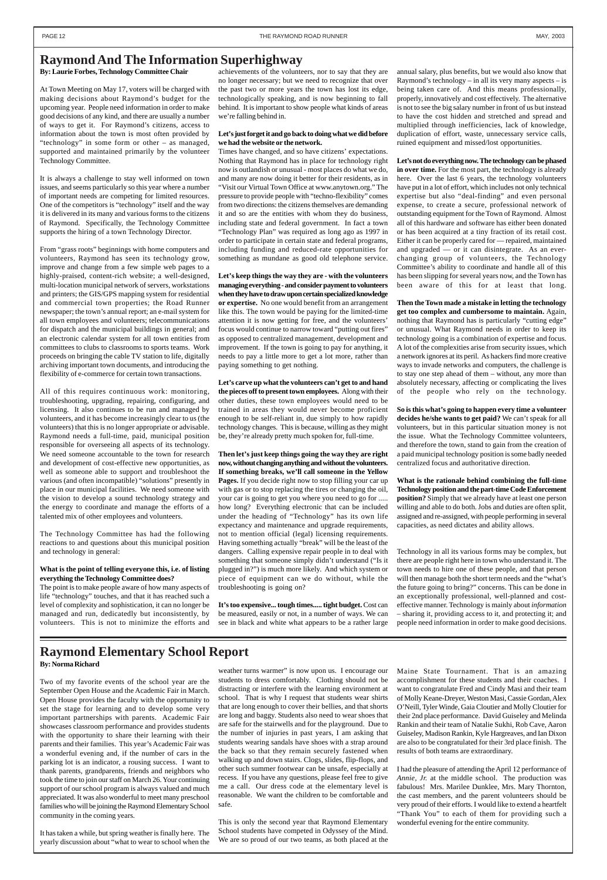# Raymond And The Information Superhighway

**By: Laurie Forbes, Technology Committee Chair**

At Town Meeting on May 17, voters will be charged with making decisions about Raymond's budget for the upcoming year. People need information in order to make good decisions of any kind, and there are usually a number of ways to get it. For Raymond's citizens, access to information about the town is most often provided by "technology" in some form or other – as managed, supported and maintained primarily by the volunteer Technology Committee.

It is always a challenge to stay well informed on town issues, and seems particularly so this year where a number of important needs are competing for limited resources. One of the competitors is "technology" itself and the way it is delivered in its many and various forms to the citizens of Raymond. Specifically, the Technology Committee supports the hiring of a town Technology Director.

From "grass roots" beginnings with home computers and volunteers, Raymond has seen its technology grow, improve and change from a few simple web pages to a highly-praised, content-rich website; a well-designed, multi-location municipal network of servers, workstations and printers; the GIS/GPS mapping system for residential and commercial town properties; the Road Runner newspaper; the town's annual report; an e-mail system for all town employees and volunteers; telecommunications for dispatch and the municipal buildings in general; and an electronic calendar system for all town entities from committees to clubs to classrooms to sports teams. Work proceeds on bringing the cable TV station to life, digitally archiving important town documents, and introducing the flexibility of e-commerce for certain town transactions.

All of this requires continuous work: monitoring, troubleshooting, upgrading, repairing, configuring, and licensing. It also continues to be run and managed by volunteers, and it has become increasingly clear to us (the volunteers) that this is no longer appropriate or advisable. Raymond needs a full-time, paid, municipal position responsible for overseeing all aspects of its technology. We need someone accountable to the town for research and development of cost-effective new opportunities, as well as someone able to support and troubleshoot the various (and often incompatible) "solutions" presently in place in our municipal facilities. We need someone with the vision to develop a sound technology strategy and the energy to coordinate and manage the efforts of a talented mix of other employees and volunteers.

The Technology Committee has had the following reactions to and questions about this municipal position and technology in general:

**What is the point of telling everyone this, i.e. of listing everything the Technology Committee does?**
The point is to make people aware of how many aspects of life "technology" touches, and that it has reached such a level of complexity and sophistication, it can no longer be managed and run, dedicatedly but inconsistently, by volunteers. This is not to minimize the efforts and achievements of the volunteers, nor to say that they are no longer necessary; but we need to recognize that over the past two or more years the town has lost its edge, technologically speaking, and is now beginning to fall behind. It is important to show people what kinds of areas we're falling behind in.

**Let's just forget it and go back to doing what we did before we had the website or the network.**
Times have changed, and so have citizens' expectations. Nothing that Raymond has in place for technology right now is outlandish or unusual - most places do what we do, and many are now doing it better for their residents, as in "Visit our Virtual Town Office at www.anytown.org." The pressure to provide people with "techno-flexibility" comes from two directions: the citizens themselves are demanding it and so are the entities with whom they do business, including state and federal government. In fact a town "Technology Plan" was required as long ago as 1997 in order to participate in certain state and federal programs, including funding and reduced-rate opportunities for something as mundane as good old telephone service.

**Let's keep things the way they are - with the volunteers managing everything - and consider payment to volunteers when they have to draw upon certain specialized knowledge or expertise.** No one would benefit from an arrangement like this. The town would be paying for the limited-time attention it is now getting for free, and the volunteers' focus would continue to narrow toward "putting out fires" as opposed to centralized management, development and improvement. If the town is going to pay for anything, it needs to pay a little more to get a lot more, rather than paying something to get nothing.

**Let's carve up what the volunteers can't get to and hand the pieces off to present town employees.** Along with their other duties, these town employees would need to be trained in areas they would never become proficient enough to be self-reliant in, due simply to how rapidly technology changes. This is because, willing as they might be, they're already pretty much spoken for, full-time.

**Then let's just keep things going the way they are right now, without changing anything and without the volunteers. If something breaks, we'll call someone in the Yellow Pages.** If you decide right now to stop filling your car up with gas or to stop replacing the tires or changing the oil, your car is going to get you where you need to go for ..... how long? Everything electronic that can be included under the heading of "Technology" has its own life expectancy and maintenance and upgrade requirements, not to mention official (legal) licensing requirements. Having something actually "break" will be the least of the dangers. Calling expensive repair people in to deal with something that someone simply didn't understand ("Is it plugged in?") is much more likely. And which system or piece of equipment can we do without, while the troubleshooting is going on?

**It's too expensive... tough times..... tight budget.** Cost can be measured, easily or not, in a number of ways. We can see in black and white what appears to be a rather large annual salary, plus benefits, but we would also know that Raymond's technology – in all its very many aspects – is being taken care of. And this means professionally, properly, innovatively and cost effectively. The alternative is not to see the big salary number in front of us but instead to have the cost hidden and stretched and spread and multiplied through inefficiencies, lack of knowledge, duplication of effort, waste, unnecessary service calls, ruined equipment and missed/lost opportunities.

**Let's not do everything now. The technology can be phased in over time.** For the most part, the technology is already here. Over the last 6 years, the technology volunteers have put in a lot of effort, which includes not only technical expertise but also "deal-finding" and even personal expense, to create a secure, professional network of outstanding equipment for the Town of Raymond. Almost all of this hardware and software has either been donated or has been acquired at a tiny fraction of its retail cost. Either it can be properly cared for — repaired, maintained and upgraded — or it can disintegrate. As an ever-changing group of volunteers, the Technology Committee's ability to coordinate and handle all of this has been slipping for several years now, and the Town has been aware of this for at least that long.

**Then the Town made a mistake in letting the technology get too complex and cumbersome to maintain.** Again, nothing that Raymond has is particularly "cutting edge" or unusual. What Raymond needs in order to keep its technology going is a combination of expertise and focus. A lot of the complexities arise from security issues, which a network ignores at its peril. As hackers find more creative ways to invade networks and computers, the challenge is to stay one step ahead of them – without, any more than absolutely necessary, affecting or complicating the lives of the people who rely on the technology.

**So is this what's going to happen every time a volunteer decides he/she wants to get paid?** We can't speak for all volunteers, but in this particular situation money is not the issue. What the Technology Committee volunteers, and therefore the town, stand to gain from the creation of a paid municipal technology position is some badly needed centralized focus and authoritative direction.

**What is the rationale behind combining the full-time Technology position and the part-time Code Enforcement position?** Simply that we already have at least one person willing and able to do both. Jobs and duties are often split, assigned and re-assigned, with people performing in several capacities, as need dictates and ability allows.

Technology in all its various forms may be complex, but there are people right here in town who understand it. The town needs to hire one of these people, and that person will then manage both the short term needs and the "what's the future going to bring?" concerns. This can be done in an exceptionally professional, well-planned and cost-effective manner. Technology is mainly about *information* – sharing it, providing access to it, and protecting it; and people need information in order to make good decisions.

# Raymond Elementary School Report

**By: Norma Richard**

Two of my favorite events of the school year are the September Open House and the Academic Fair in March. Open House provides the faculty with the opportunity to set the stage for learning and to develop some very important partnerships with parents. Academic Fair showcases classroom performance and provides students with the opportunity to share their learning with their parents and their families. This year's Academic Fair was a wonderful evening and, if the number of cars in the parking lot is an indicator, a rousing success. I want to thank parents, grandparents, friends and neighbors who took the time to join our staff on March 26. Your continuing support of our school program is always valued and much appreciated. It was also wonderful to meet many preschool families who will be joining the Raymond Elementary School community in the coming years.

It has taken a while, but spring weather is finally here. The yearly discussion about "what to wear to school when the weather turns warmer" is now upon us. I encourage our students to dress comfortably. Clothing should not be distracting or interfere with the learning environment at school. That is why I request that students wear shirts that are long enough to cover their bellies, and that shorts are long and baggy. Students also need to wear shoes that are safe for the stairwells and for the playground. Due to the number of injuries in past years, I am asking that students wearing sandals have shoes with a strap around the back so that they remain securely fastened when walking up and down stairs. Clogs, slides, flip-flops, and other such summer footwear can be unsafe, especially at recess. If you have any questions, please feel free to give me a call. Our dress code at the elementary level is reasonable. We want the children to be comfortable and safe.

This is only the second year that Raymond Elementary School students have competed in Odyssey of the Mind. We are so proud of our two teams, as both placed at the Maine State Tournament. That is an amazing accomplishment for these students and their coaches. I want to congratulate Fred and Cindy Masi and their team of Molly Keane-Dreyer, Weston Masi, Cassie Gordan, Alex O'Neill, Tyler Winde, Gaia Cloutier and Molly Cloutier for their 2nd place performance. David Guiseley and Melinda Rankin and their team of Natalie Sukhi, Rob Cave, Aaron Guiseley, Madison Rankin, Kyle Hargreaves, and Ian Dixon are also to be congratulated for their 3rd place finish. The results of both teams are extraordinary.

I had the pleasure of attending the April 12 performance of *Annie, Jr.* at the middle school. The production was fabulous! Mrs. Marilee Dunklee, Mrs. Mary Thornton, the cast members, and the parent volunteers should be very proud of their efforts. I would like to extend a heartfelt "Thank You" to each of them for providing such a wonderful evening for the entire community.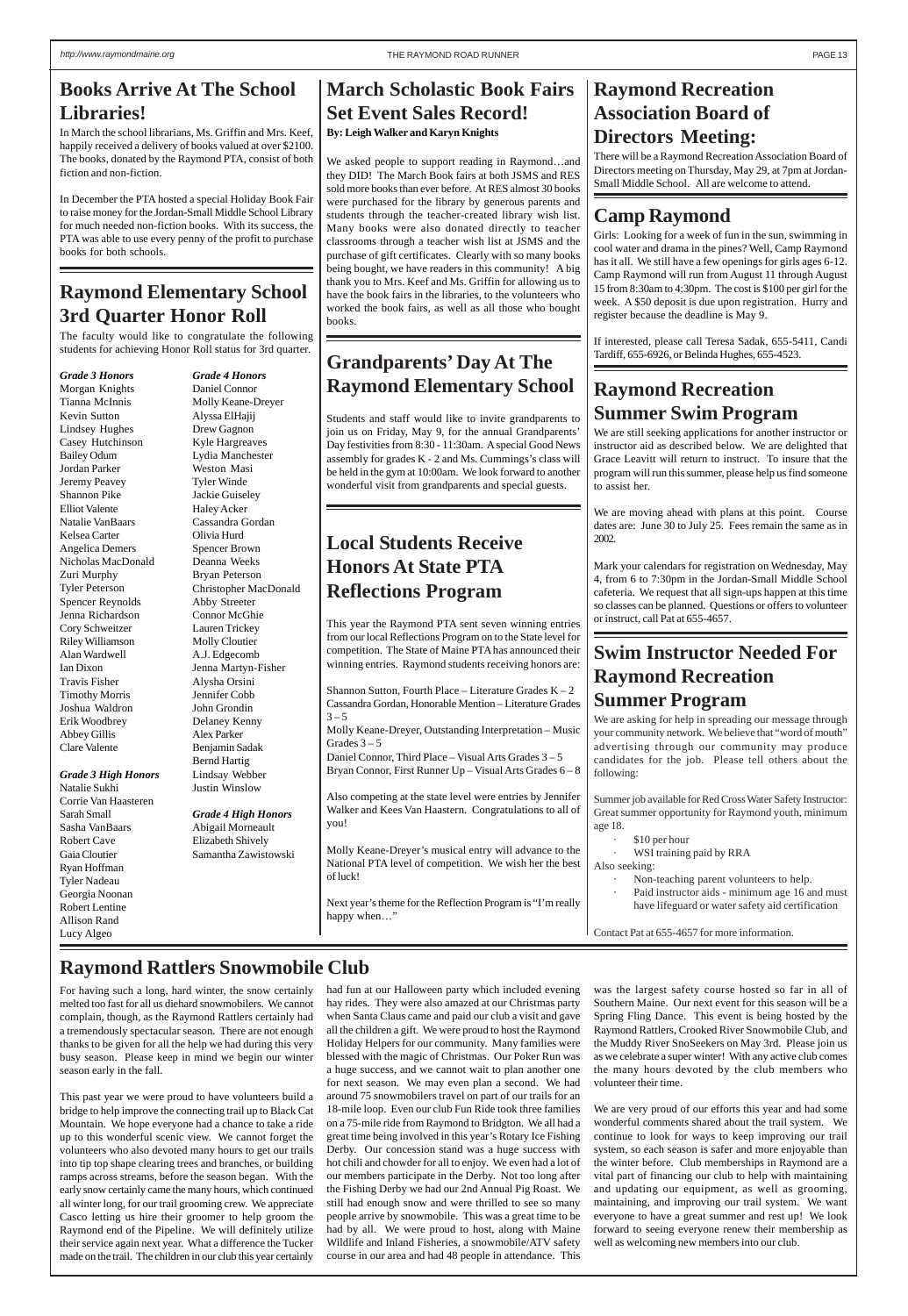## Books Arrive At The School Libraries!

In March the school librarians, Ms. Griffin and Mrs. Keef, happily received a delivery of books valued at over $2100. The books, donated by the Raymond PTA, consist of both fiction and non-fiction.

In December the PTA hosted a special Holiday Book Fair to raise money for the Jordan-Small Middle School Library for much needed non-fiction books. With its success, the PTA was able to use every penny of the profit to purchase books for both schools.

## Raymond Elementary School 3rd Quarter Honor Roll

The faculty would like to congratulate the following students for achieving Honor Roll status for 3rd quarter.

***Grade 3 Honors***

Morgan Knights
Tianna McInnis
Kevin Sutton
Lindsey Hughes
Casey Hutchinson
Bailey Odum
Jordan Parker
Jeremy Peavey
Shannon Pike
Elliot Valente
Natalie VanBaars
Kelsea Carter
Angelica Demers
Nicholas MacDonald
Zuri Murphy
Tyler Peterson
Spencer Reynolds
Jenna Richardson
Cory Schweitzer
Riley Williamson
Alan Wardwell
Ian Dixon
Travis Fisher
Timothy Morris
Joshua Waldron
Erik Woodbrey
Abbey Gillis
Clare Valente

***Grade 3 High Honors***

Natalie Sukhi
Corrie Van Haasteren
Sarah Small
Sasha VanBaars
Robert Cave
Gaia Cloutier
Ryan Hoffman
Tyler Nadeau
Georgia Noonan
Robert Lentine
Allison Rand
Lucy Algeo

***Grade 4 Honors***

Daniel Connor
Molly Keane-Dreyer
Alyssa ElHajij
Drew Gagnon
Kyle Hargreaves
Lydia Manchester
Weston Masi
Tyler Winde
Jackie Guiseley
Haley Acker
Cassandra Gordan
Olivia Hurd
Spencer Brown
Deanna Weeks
Bryan Peterson
Christopher MacDonald
Abby Streeter
Connor McGhie
Lauren Trickey
Molly Cloutier
A.J. Edgecomb
Jenna Martyn-Fisher
Alysha Orsini
Jennifer Cobb
John Grondin
Delaney Kenny
Alex Parker
Benjamin Sadak
Bernd Hartig
Lindsay Webber
Justin Winslow

***Grade 4 High Honors***

Abigail Morneault
Elizabeth Shively
Samantha Zawistowski

## March Scholastic Book Fairs Set Event Sales Record!

**By: Leigh Walker and Karyn Knights**

We asked people to support reading in Raymond…and they DID! The March Book fairs at both JSMS and RES sold more books than ever before. At RES almost 30 books were purchased for the library by generous parents and students through the teacher-created library wish list. Many books were also donated directly to teacher classrooms through a teacher wish list at JSMS and the purchase of gift certificates. Clearly with so many books being bought, we have readers in this community! A big thank you to Mrs. Keef and Ms. Griffin for allowing us to have the book fairs in the libraries, to the volunteers who worked the book fairs, as well as all those who bought books.

## Grandparents' Day At The Raymond Elementary School

Students and staff would like to invite grandparents to join us on Friday, May 9, for the annual Grandparents' Day festivities from 8:30 - 11:30am. A special Good News assembly for grades K - 2 and Ms. Cummings's class will be held in the gym at 10:00am. We look forward to another wonderful visit from grandparents and special guests.

## Local Students Receive Honors At State PTA Reflections Program

This year the Raymond PTA sent seven winning entries from our local Reflections Program on to the State level for competition. The State of Maine PTA has announced their winning entries. Raymond students receiving honors are:

Shannon Sutton, Fourth Place – Literature Grades K – 2
Cassandra Gordan, Honorable Mention – Literature Grades 3 – 5
Molly Keane-Dreyer, Outstanding Interpretation – Music Grades 3 – 5
Daniel Connor, Third Place – Visual Arts Grades 3 – 5
Bryan Connor, First Runner Up – Visual Arts Grades 6 – 8

Also competing at the state level were entries by Jennifer Walker and Kees Van Haastern. Congratulations to all of you!

Molly Keane-Dreyer's musical entry will advance to the National PTA level of competition. We wish her the best of luck!

Next year's theme for the Reflection Program is "I'm really happy when…"

## Raymond Recreation Association Board of Directors Meeting:

There will be a Raymond Recreation Association Board of Directors meeting on Thursday, May 29, at 7pm at Jordan-Small Middle School. All are welcome to attend.

## Camp Raymond

Girls: Looking for a week of fun in the sun, swimming in cool water and drama in the pines? Well, Camp Raymond has it all. We still have a few openings for girls ages 6-12. Camp Raymond will run from August 11 through August 15 from 8:30am to 4:30pm. The cost is $100 per girl for the week. A $50 deposit is due upon registration. Hurry and register because the deadline is May 9.

If interested, please call Teresa Sadak, 655-5411, Candi Tardiff, 655-6926, or Belinda Hughes, 655-4523.

## Raymond Recreation Summer Swim Program

We are still seeking applications for another instructor or instructor aid as described below. We are delighted that Grace Leavitt will return to instruct. To insure that the program will run this summer, please help us find someone to assist her.

We are moving ahead with plans at this point. Course dates are: June 30 to July 25. Fees remain the same as in 2002.

Mark your calendars for registration on Wednesday, May 4, from 6 to 7:30pm in the Jordan-Small Middle School cafeteria. We request that all sign-ups happen at this time so classes can be planned. Questions or offers to volunteer or instruct, call Pat at 655-4657.

## Swim Instructor Needed For Raymond Recreation Summer Program

We are asking for help in spreading our message through your community network. We believe that "word of mouth" advertising through our community may produce candidates for the job. Please tell others about the following:

Summer job available for Red Cross Water Safety Instructor: Great summer opportunity for Raymond youth, minimum age 18.

- $10 per hour
- WSI training paid by RRA

Also seeking:

- Non-teaching parent volunteers to help.
- Paid instructor aids - minimum age 16 and must have lifeguard or water safety aid certification

Contact Pat at 655-4657 for more information.

## Raymond Rattlers Snowmobile Club

For having such a long, hard winter, the snow certainly melted too fast for all us diehard snowmobilers. We cannot complain, though, as the Raymond Rattlers certainly had a tremendously spectacular season. There are not enough thanks to be given for all the help we had during this very busy season. Please keep in mind we begin our winter season early in the fall.

This past year we were proud to have volunteers build a bridge to help improve the connecting trail up to Black Cat Mountain. We hope everyone had a chance to take a ride up to this wonderful scenic view. We cannot forget the volunteers who also devoted many hours to get our trails into tip top shape clearing trees and branches, or building ramps across streams, before the season began. With the early snow certainly came the many hours, which continued all winter long, for our trail grooming crew. We appreciate Casco letting us hire their groomer to help groom the Raymond end of the Pipeline. We will definitely utilize their service again next year. What a difference the Tucker made on the trail. The children in our club this year certainly had fun at our Halloween party which included evening hay rides. They were also amazed at our Christmas party when Santa Claus came and paid our club a visit and gave all the children a gift. We were proud to host the Raymond Holiday Helpers for our community. Many families were blessed with the magic of Christmas. Our Poker Run was a huge success, and we cannot wait to plan another one for next season. We may even plan a second. We had around 75 snowmobilers travel on part of our trails for an 18-mile loop. Even our club Fun Ride took three families on a 75-mile ride from Raymond to Bridgton. We all had a great time being involved in this year's Rotary Ice Fishing Derby. Our concession stand was a huge success with hot chili and chowder for all to enjoy. We even had a lot of our members participate in the Derby. Not too long after the Fishing Derby we had our 2nd Annual Pig Roast. We still had enough snow and were thrilled to see so many people arrive by snowmobile. This was a great time to be had by all. We were proud to host, along with Maine Wildlife and Inland Fisheries, a snowmobile/ATV safety course in our area and had 48 people in attendance. This was the largest safety course hosted so far in all of Southern Maine. Our next event for this season will be a Spring Fling Dance. This event is being hosted by the Raymond Rattlers, Crooked River Snowmobile Club, and the Muddy River SnoSeekers on May 3rd. Please join us as we celebrate a super winter! With any active club comes the many hours devoted by the club members who volunteer their time.

We are very proud of our efforts this year and had some wonderful comments shared about the trail system. We continue to look for ways to keep improving our trail system, so each season is safer and more enjoyable than the winter before. Club memberships in Raymond are a vital part of financing our club to help with maintaining and updating our equipment, as well as grooming, maintaining, and improving our trail system. We want everyone to have a great summer and rest up! We look forward to seeing everyone renew their membership as well as welcoming new members into our club.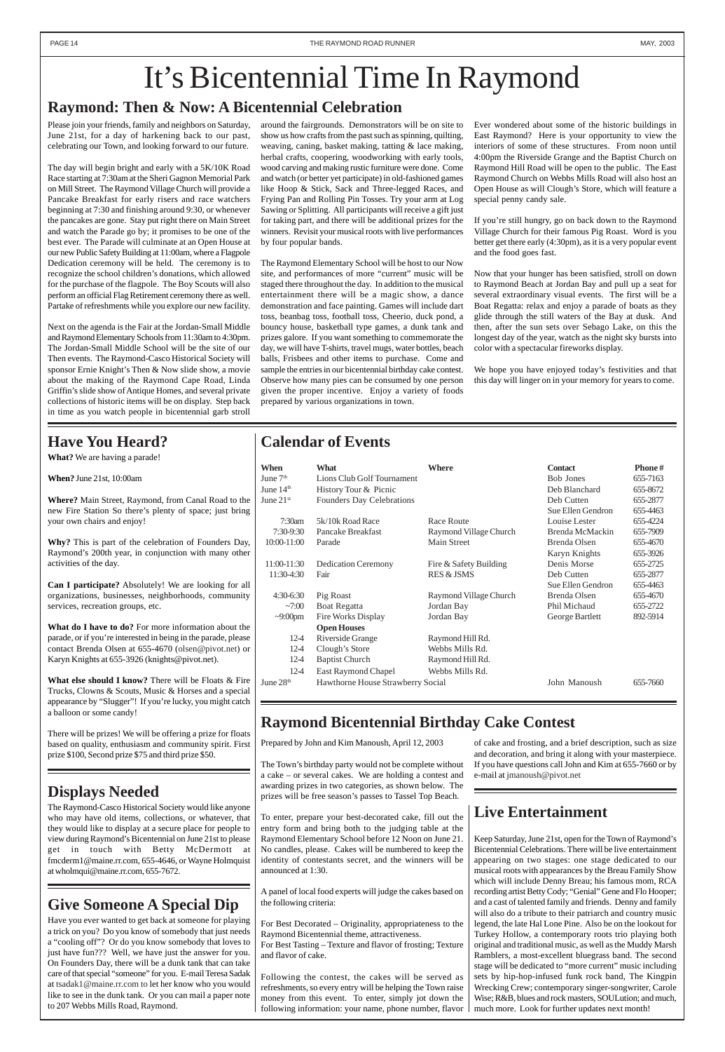# It's Bicentennial Time In Raymond

## Raymond: Then & Now: A Bicentennial Celebration

Please join your friends, family and neighbors on Saturday, June 21st, for a day of harkening back to our past, celebrating our Town, and looking forward to our future.

The day will begin bright and early with a 5K/10K Road Race starting at 7:30am at the Sheri Gagnon Memorial Park on Mill Street. The Raymond Village Church will provide a Pancake Breakfast for early risers and race watchers beginning at 7:30 and finishing around 9:30, or whenever the pancakes are gone. Stay put right there on Main Street and watch the Parade go by; it promises to be one of the best ever. The Parade will culminate at an Open House at our new Public Safety Building at 11:00am, where a Flagpole Dedication ceremony will be held. The ceremony is to recognize the school children's donations, which allowed for the purchase of the flagpole. The Boy Scouts will also perform an official Flag Retirement ceremony there as well. Partake of refreshments while you explore our new facility.

Next on the agenda is the Fair at the Jordan-Small Middle and Raymond Elementary Schools from 11:30am to 4:30pm. The Jordan-Small Middle School will be the site of our Then events. The Raymond-Casco Historical Society will sponsor Ernie Knight's Then & Now slide show, a movie about the making of the Raymond Cape Road, Linda Griffin's slide show of Antique Homes, and several private collections of historic items will be on display. Step back in time as you watch people in bicentennial garb stroll around the fairgrounds. Demonstrators will be on site to show us how crafts from the past such as spinning, quilting, weaving, caning, basket making, tatting & lace making, herbal crafts, coopering, woodworking with early tools, wood carving and making rustic furniture were done. Come and watch (or better yet participate) in old-fashioned games like Hoop & Stick, Sack and Three-legged Races, and Frying Pan and Rolling Pin Tosses. Try your arm at Log Sawing or Splitting. All participants will receive a gift just for taking part, and there will be additional prizes for the winners. Revisit your musical roots with live performances by four popular bands.

The Raymond Elementary School will be host to our Now site, and performances of more "current" music will be staged there throughout the day. In addition to the musical entertainment there will be a magic show, a dance demonstration and face painting. Games will include dart toss, beanbag toss, football toss, Cheerio, duck pond, a bouncy house, basketball type games, a dunk tank and prizes galore. If you want something to commemorate the day, we will have T-shirts, travel mugs, water bottles, beach balls, Frisbees and other items to purchase. Come and sample the entries in our bicentennial birthday cake contest. Observe how many pies can be consumed by one person given the proper incentive. Enjoy a variety of foods prepared by various organizations in town.

Ever wondered about some of the historic buildings in East Raymond? Here is your opportunity to view the interiors of some of these structures. From noon until 4:00pm the Riverside Grange and the Baptist Church on Raymond Hill Road will be open to the public. The East Raymond Church on Webbs Mills Road will also host an Open House as will Clough's Store, which will feature a special penny candy sale.

If you're still hungry, go on back down to the Raymond Village Church for their famous Pig Roast. Word is you better get there early (4:30pm), as it is a very popular event and the food goes fast.

Now that your hunger has been satisfied, stroll on down to Raymond Beach at Jordan Bay and pull up a seat for several extraordinary visual events. The first will be a Boat Regatta: relax and enjoy a parade of boats as they glide through the still waters of the Bay at dusk. And then, after the sun sets over Sebago Lake, on this the longest day of the year, watch as the night sky bursts into color with a spectacular fireworks display.

We hope you have enjoyed today's festivities and that this day will linger on in your memory for years to come.

## Have You Heard?

**What?** We are having a parade!

**When?** June 21st, 10:00am

**Where?** Main Street, Raymond, from Canal Road to the new Fire Station So there's plenty of space; just bring your own chairs and enjoy!

**Why?** This is part of the celebration of Founders Day, Raymond's 200th year, in conjunction with many other activities of the day.

**Can I participate?** Absolutely! We are looking for all organizations, businesses, neighborhoods, community services, recreation groups, etc.

**What do I have to do?** For more information about the parade, or if you're interested in being in the parade, please contact Brenda Olsen at 655-4670 (olsen@pivot.net) or Karyn Knights at 655-3926 (knights@pivot.net).

**What else should I know?** There will be Floats & Fire Trucks, Clowns & Scouts, Music & Horses and a special appearance by "Slugger"! If you're lucky, you might catch a balloon or some candy!

There will be prizes! We will be offering a prize for floats based on quality, enthusiasm and community spirit. First prize $100, Second prize $75 and third prize $50.

## Calendar of Events

| When | What | Where | Contact | Phone # |
|---|---|---|---|---|
| June 7th | Lions Club Golf Tournament | | Bob Jones | 655-7163 |
| June 14th | History Tour & Picnic | | Deb Blanchard | 655-8672 |
| June 21st | Founders Day Celebrations | | Deb Cutten | 655-2877 |
| | | | Sue Ellen Gendron | 655-4463 |
| 7:30am | 5k/10k Road Race | Race Route | Louise Lester | 655-4224 |
| 7:30-9:30 | Pancake Breakfast | Raymond Village Church | Brenda McMackin | 655-7909 |
| 10:00-11:00 | Parade | Main Street | Brenda Olsen | 655-4670 |
| | | | Karyn Knights | 655-3926 |
| 11:00-11:30 | Dedication Ceremony | Fire & Safety Building | Denis Morse | 655-2725 |
| 11:30-4:30 | Fair | RES & JSMS | Deb Cutten | 655-2877 |
| | | | Sue Ellen Gendron | 655-4463 |
| 4:30-6:30 | Pig Roast | Raymond Village Church | Brenda Olsen | 655-4670 |
| ~7:00 | Boat Regatta | Jordan Bay | Phil Michaud | 655-2722 |
| ~9:00pm | Fire Works Display | Jordan Bay | George Bartlett | 892-5914 |
| | **Open Houses** | | | |
| 12-4 | Riverside Grange | Raymond Hill Rd. | | |
| 12-4 | Clough's Store | Webbs Mills Rd. | | |
| 12-4 | Baptist Church | Raymond Hill Rd. | | |
| 12-4 | East Raymond Chapel | Webbs Mills Rd. | | |
| June 28th | Hawthorne House Strawberry Social | | John Manoush | 655-7660 |

## Displays Needed

The Raymond-Casco Historical Society would like anyone who may have old items, collections, or whatever, that they would like to display at a secure place for people to view during Raymond's Bicentennial on June 21st to please get in touch with Betty McDermott at fmcderm1@maine.rr.com, 655-4646, or Wayne Holmquist at wholmqui@maine.rr.com, 655-7672.

## Give Someone A Special Dip

Have you ever wanted to get back at someone for playing a trick on you? Do you know of somebody that just needs a "cooling off"? Or do you know somebody that loves to just have fun??? Well, we have just the answer for you. On Founders Day, there will be a dunk tank that can take care of that special "someone" for you. E-mail Teresa Sadak at tsadak1@maine.rr.com to let her know who you would like to see in the dunk tank. Or you can mail a paper note to 207 Webbs Mills Road, Raymond.

## Raymond Bicentennial Birthday Cake Contest

Prepared by John and Kim Manoush, April 12, 2003

The Town's birthday party would not be complete without a cake – or several cakes. We are holding a contest and awarding prizes in two categories, as shown below. The prizes will be free season's passes to Tassel Top Beach.

To enter, prepare your best-decorated cake, fill out the entry form and bring both to the judging table at the Raymond Elementary School before 12 Noon on June 21. No candles, please. Cakes will be numbered to keep the identity of contestants secret, and the winners will be announced at 1:30.

A panel of local food experts will judge the cakes based on the following criteria:

For Best Decorated – Originality, appropriateness to the Raymond Bicentennial theme, attractiveness.
For Best Tasting – Texture and flavor of frosting; Texture and flavor of cake.

Following the contest, the cakes will be served as refreshments, so every entry will be helping the Town raise money from this event. To enter, simply jot down the following information: your name, phone number, flavor of cake and frosting, and a brief description, such as size and decoration, and bring it along with your masterpiece. If you have questions call John and Kim at 655-7660 or by e-mail at jmanoush@pivot.net

## Live Entertainment

Keep Saturday, June 21st, open for the Town of Raymond's Bicentennial Celebrations. There will be live entertainment appearing on two stages: one stage dedicated to our musical roots with appearances by the Breau Family Show which will include Denny Breau; his famous mom, RCA recording artist Betty Cody; "Genial" Gene and Flo Hooper; and a cast of talented family and friends. Denny and family will also do a tribute to their patriarch and country music legend, the late Hal Lone Pine. Also be on the lookout for Turkey Hollow, a contemporary roots trio playing both original and traditional music, as well as the Muddy Marsh Ramblers, a most-excellent bluegrass band. The second stage will be dedicated to "more current" music including sets by hip-hop-infused funk rock band, The Kingpin Wrecking Crew; contemporary singer-songwriter, Carole Wise; R&B, blues and rock masters, SOULution; and much, much more. Look for further updates next month!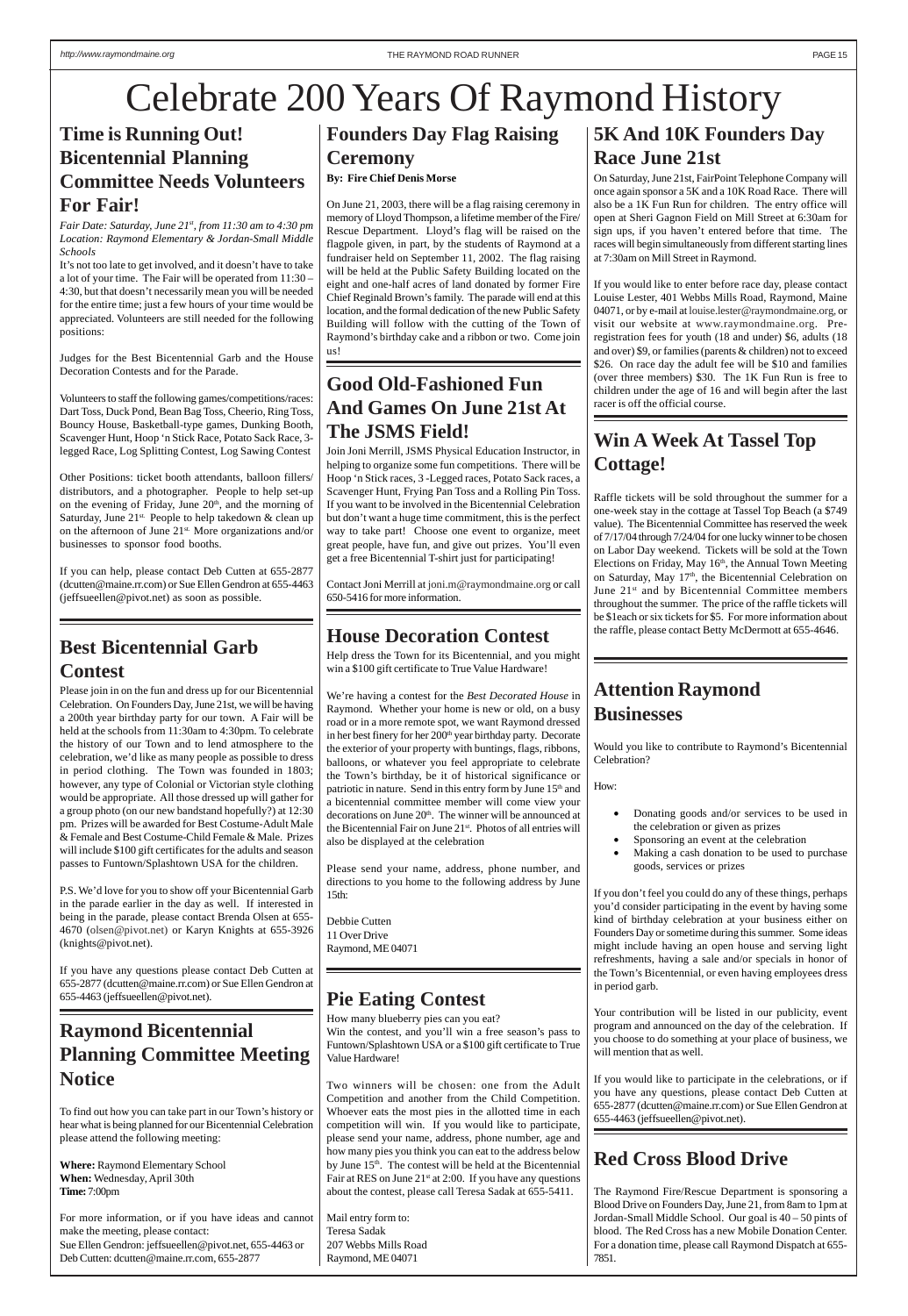# Celebrate 200 Years Of Raymond History

## Time is Running Out! Bicentennial Planning Committee Needs Volunteers For Fair!

*Fair Date: Saturday, June 21st, from 11:30 am to 4:30 pm*
*Location: Raymond Elementary & Jordan-Small Middle Schools*

It's not too late to get involved, and it doesn't have to take a lot of your time. The Fair will be operated from 11:30 – 4:30, but that doesn't necessarily mean you will be needed for the entire time; just a few hours of your time would be appreciated. Volunteers are still needed for the following positions:

Judges for the Best Bicentennial Garb and the House Decoration Contests and for the Parade.

Volunteers to staff the following games/competitions/races: Dart Toss, Duck Pond, Bean Bag Toss, Cheerio, Ring Toss, Bouncy House, Basketball-type games, Dunking Booth, Scavenger Hunt, Hoop 'n Stick Race, Potato Sack Race, 3-legged Race, Log Splitting Contest, Log Sawing Contest

Other Positions: ticket booth attendants, balloon fillers/distributors, and a photographer. People to help set-up on the evening of Friday, June 20th, and the morning of Saturday, June 21st. People to help takedown & clean up on the afternoon of June 21st. More organizations and/or businesses to sponsor food booths.

If you can help, please contact Deb Cutten at 655-2877 (dcutten@maine.rr.com) or Sue Ellen Gendron at 655-4463 (jeffsueellen@pivot.net) as soon as possible.

## Best Bicentennial Garb Contest

Please join in on the fun and dress up for our Bicentennial Celebration. On Founders Day, June 21st, we will be having a 200th year birthday party for our town. A Fair will be held at the schools from 11:30am to 4:30pm. To celebrate the history of our Town and to lend atmosphere to the celebration, we'd like as many people as possible to dress in period clothing. The Town was founded in 1803; however, any type of Colonial or Victorian style clothing would be appropriate. All those dressed up will gather for a group photo (on our new bandstand hopefully?) at 12:30 pm. Prizes will be awarded for Best Costume-Adult Male & Female and Best Costume-Child Female & Male. Prizes will include $100 gift certificates for the adults and season passes to Funtown/Splashtown USA for the children.

P.S. We'd love for you to show off your Bicentennial Garb in the parade earlier in the day as well. If interested in being in the parade, please contact Brenda Olsen at 655-4670 (olsen@pivot.net) or Karyn Knights at 655-3926 (knights@pivot.net).

If you have any questions please contact Deb Cutten at 655-2877 (dcutten@maine.rr.com) or Sue Ellen Gendron at 655-4463 (jeffsueellen@pivot.net).

## Raymond Bicentennial Planning Committee Meeting Notice

To find out how you can take part in our Town's history or hear what is being planned for our Bicentennial Celebration please attend the following meeting:

**Where:** Raymond Elementary School
**When:** Wednesday, April 30th
**Time:** 7:00pm

For more information, or if you have ideas and cannot make the meeting, please contact:
Sue Ellen Gendron: jeffsueellen@pivot.net, 655-4463 or
Deb Cutten: dcutten@maine.rr.com, 655-2877

## Founders Day Flag Raising Ceremony

**By: Fire Chief Denis Morse**

On June 21, 2003, there will be a flag raising ceremony in memory of Lloyd Thompson, a lifetime member of the Fire/Rescue Department. Lloyd's flag will be raised on the flagpole given, in part, by the students of Raymond at a fundraiser held on September 11, 2002. The flag raising will be held at the Public Safety Building located on the eight and one-half acres of land donated by former Fire Chief Reginald Brown's family. The parade will end at this location, and the formal dedication of the new Public Safety Building will follow with the cutting of the Town of Raymond's birthday cake and a ribbon or two. Come join us!

## Good Old-Fashioned Fun And Games On June 21st At The JSMS Field!

Join Joni Merrill, JSMS Physical Education Instructor, in helping to organize some fun competitions. There will be Hoop 'n Stick races, 3 -Legged races, Potato Sack races, a Scavenger Hunt, Frying Pan Toss and a Rolling Pin Toss. If you want to be involved in the Bicentennial Celebration but don't want a huge time commitment, this is the perfect way to take part! Choose one event to organize, meet great people, have fun, and give out prizes. You'll even get a free Bicentennial T-shirt just for participating!

Contact Joni Merrill at joni.m@raymondmaine.org or call 650-5416 for more information.

## House Decoration Contest

Help dress the Town for its Bicentennial, and you might win a $100 gift certificate to True Value Hardware!

We're having a contest for the *Best Decorated House* in Raymond. Whether your home is new or old, on a busy road or in a more remote spot, we want Raymond dressed in her best finery for her 200th year birthday party. Decorate the exterior of your property with buntings, flags, ribbons, balloons, or whatever you feel appropriate to celebrate the Town's birthday, be it of historical significance or patriotic in nature. Send in this entry form by June 15th and a bicentennial committee member will come view your decorations on June 20th. The winner will be announced at the Bicentennial Fair on June 21st. Photos of all entries will also be displayed at the celebration

Please send your name, address, phone number, and directions to you home to the following address by June 15th:

Debbie Cutten
11 Over Drive
Raymond, ME 04071

## Pie Eating Contest

How many blueberry pies can you eat?
Win the contest, and you'll win a free season's pass to Funtown/Splashtown USA or a $100 gift certificate to True Value Hardware!

Two winners will be chosen: one from the Adult Competition and another from the Child Competition. Whoever eats the most pies in the allotted time in each competition will win. If you would like to participate, please send your name, address, phone number, age and how many pies you think you can eat to the address below by June 15th. The contest will be held at the Bicentennial Fair at RES on June 21st at 2:00. If you have any questions about the contest, please call Teresa Sadak at 655-5411.

Mail entry form to:
Teresa Sadak
207 Webbs Mills Road
Raymond, ME 04071

## 5K And 10K Founders Day Race June 21st

On Saturday, June 21st, FairPoint Telephone Company will once again sponsor a 5K and a 10K Road Race. There will also be a 1K Fun Run for children. The entry office will open at Sheri Gagnon Field on Mill Street at 6:30am for sign ups, if you haven't entered before that time. The races will begin simultaneously from different starting lines at 7:30am on Mill Street in Raymond.

If you would like to enter before race day, please contact Louise Lester, 401 Webbs Mills Road, Raymond, Maine 04071, or by e-mail at louise.lester@raymondmaine.org, or visit our website at www.raymondmaine.org. Pre-registration fees for youth (18 and under) $6, adults (18 and over) $9, or families (parents & children) not to exceed $26. On race day the adult fee will be $10 and families (over three members) $30. The 1K Fun Run is free to children under the age of 16 and will begin after the last racer is off the official course.

## Win A Week At Tassel Top Cottage!

Raffle tickets will be sold throughout the summer for a one-week stay in the cottage at Tassel Top Beach (a $749 value). The Bicentennial Committee has reserved the week of 7/17/04 through 7/24/04 for one lucky winner to be chosen on Labor Day weekend. Tickets will be sold at the Town Elections on Friday, May 16th, the Annual Town Meeting on Saturday, May 17th, the Bicentennial Celebration on June 21st and by Bicentennial Committee members throughout the summer. The price of the raffle tickets will be $1each or six tickets for $5. For more information about the raffle, please contact Betty McDermott at 655-4646.

## Attention Raymond Businesses

Would you like to contribute to Raymond's Bicentennial Celebration?

How:

- Donating goods and/or services to be used in the celebration or given as prizes
- Sponsoring an event at the celebration
- Making a cash donation to be used to purchase goods, services or prizes

If you don't feel you could do any of these things, perhaps you'd consider participating in the event by having some kind of birthday celebration at your business either on Founders Day or sometime during this summer. Some ideas might include having an open house and serving light refreshments, having a sale and/or specials in honor of the Town's Bicentennial, or even having employees dress in period garb.

Your contribution will be listed in our publicity, event program and announced on the day of the celebration. If you choose to do something at your place of business, we will mention that as well.

If you would like to participate in the celebrations, or if you have any questions, please contact Deb Cutten at 655-2877 (dcutten@maine.rr.com) or Sue Ellen Gendron at 655-4463 (jeffsueellen@pivot.net).

## Red Cross Blood Drive

The Raymond Fire/Rescue Department is sponsoring a Blood Drive on Founders Day, June 21, from 8am to 1pm at Jordan-Small Middle School. Our goal is 40 – 50 pints of blood. The Red Cross has a new Mobile Donation Center. For a donation time, please call Raymond Dispatch at 655-7851.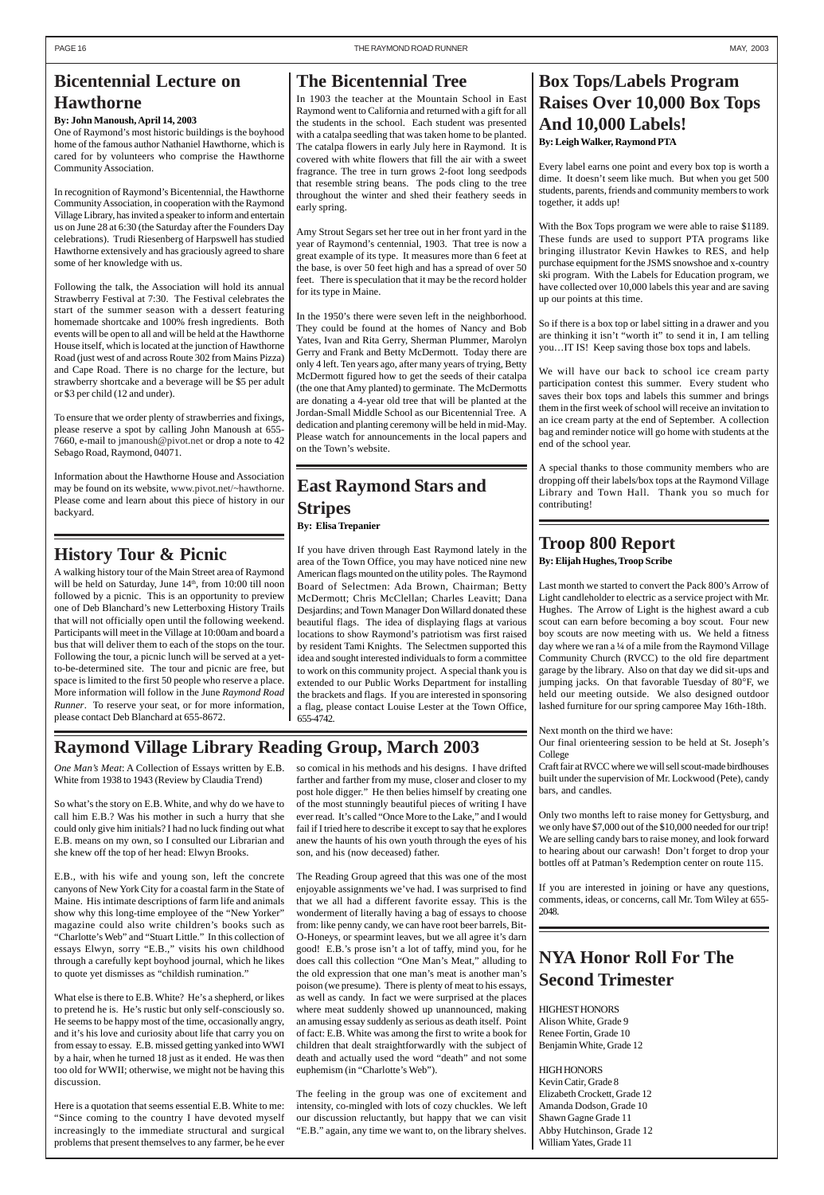## Bicentennial Lecture on Hawthorne

**By: John Manoush, April 14, 2003**

One of Raymond's most historic buildings is the boyhood home of the famous author Nathaniel Hawthorne, which is cared for by volunteers who comprise the Hawthorne Community Association.

In recognition of Raymond's Bicentennial, the Hawthorne Community Association, in cooperation with the Raymond Village Library, has invited a speaker to inform and entertain us on June 28 at 6:30 (the Saturday after the Founders Day celebrations). Trudi Riesenberg of Harpswell has studied Hawthorne extensively and has graciously agreed to share some of her knowledge with us.

Following the talk, the Association will hold its annual Strawberry Festival at 7:30. The Festival celebrates the start of the summer season with a dessert featuring homemade shortcake and 100% fresh ingredients. Both events will be open to all and will be held at the Hawthorne House itself, which is located at the junction of Hawthorne Road (just west of and across Route 302 from Mains Pizza) and Cape Road. There is no charge for the lecture, but strawberry shortcake and a beverage will be $5 per adult or $3 per child (12 and under).

To ensure that we order plenty of strawberries and fixings, please reserve a spot by calling John Manoush at 655-7660, e-mail to jmanoush@pivot.net or drop a note to 42 Sebago Road, Raymond, 04071.

Information about the Hawthorne House and Association may be found on its website, www.pivot.net/~hawthorne. Please come and learn about this piece of history in our backyard.

## History Tour & Picnic

A walking history tour of the Main Street area of Raymond will be held on Saturday, June 14th, from 10:00 till noon followed by a picnic. This is an opportunity to preview one of Deb Blanchard's new Letterboxing History Trails that will not officially open until the following weekend. Participants will meet in the Village at 10:00am and board a bus that will deliver them to each of the stops on the tour. Following the tour, a picnic lunch will be served at a yet-to-be-determined site. The tour and picnic are free, but space is limited to the first 50 people who reserve a place. More information will follow in the June *Raymond Road Runner*. To reserve your seat, or for more information, please contact Deb Blanchard at 655-8672.

## The Bicentennial Tree

In 1903 the teacher at the Mountain School in East Raymond went to California and returned with a gift for all the students in the school. Each student was presented with a catalpa seedling that was taken home to be planted. The catalpa flowers in early July here in Raymond. It is covered with white flowers that fill the air with a sweet fragrance. The tree in turn grows 2-foot long seedpods that resemble string beans. The pods cling to the tree throughout the winter and shed their feathery seeds in early spring.

Amy Strout Segars set her tree out in her front yard in the year of Raymond's centennial, 1903. That tree is now a great example of its type. It measures more than 6 feet at the base, is over 50 feet high and has a spread of over 50 feet. There is speculation that it may be the record holder for its type in Maine.

In the 1950's there were seven left in the neighborhood. They could be found at the homes of Nancy and Bob Yates, Ivan and Rita Gerry, Sherman Plummer, Marolyn Gerry and Frank and Betty McDermott. Today there are only 4 left. Ten years ago, after many years of trying, Betty McDermott figured how to get the seeds of their catalpa (the one that Amy planted) to germinate. The McDermotts are donating a 4-year old tree that will be planted at the Jordan-Small Middle School as our Bicentennial Tree. A dedication and planting ceremony will be held in mid-May. Please watch for announcements in the local papers and on the Town's website.

## East Raymond Stars and Stripes

**By: Elisa Trepanier**

If you have driven through East Raymond lately in the area of the Town Office, you may have noticed nine new American flags mounted on the utility poles. The Raymond Board of Selectmen: Ada Brown, Chairman; Betty McDermott; Chris McClellan; Charles Leavitt; Dana Desjardins; and Town Manager Don Willard donated these beautiful flags. The idea of displaying flags at various locations to show Raymond's patriotism was first raised by resident Tami Knights. The Selectmen supported this idea and sought interested individuals to form a committee to work on this community project. A special thank you is extended to our Public Works Department for installing the brackets and flags. If you are interested in sponsoring a flag, please contact Louise Lester at the Town Office, 655-4742.

## Box Tops/Labels Program Raises Over 10,000 Box Tops And 10,000 Labels!

**By: Leigh Walker, Raymond PTA**

Every label earns one point and every box top is worth a dime. It doesn't seem like much. But when you get 500 students, parents, friends and community members to work together, it adds up!

With the Box Tops program we were able to raise $1189. These funds are used to support PTA programs like bringing illustrator Kevin Hawkes to RES, and help purchase equipment for the JSMS snowshoe and x-country ski program. With the Labels for Education program, we have collected over 10,000 labels this year and are saving up our points at this time.

So if there is a box top or label sitting in a drawer and you are thinking it isn't "worth it" to send it in, I am telling you…IT IS! Keep saving those box tops and labels.

We will have our back to school ice cream party participation contest this summer. Every student who saves their box tops and labels this summer and brings them in the first week of school will receive an invitation to an ice cream party at the end of September. A collection bag and reminder notice will go home with students at the end of the school year.

A special thanks to those community members who are dropping off their labels/box tops at the Raymond Village Library and Town Hall. Thank you so much for contributing!

## Troop 800 Report

**By: Elijah Hughes, Troop Scribe**

Last month we started to convert the Pack 800's Arrow of Light candleholder to electric as a service project with Mr. Hughes. The Arrow of Light is the highest award a cub scout can earn before becoming a boy scout. Four new boy scouts are now meeting with us. We held a fitness day where we ran a ¼ of a mile from the Raymond Village Community Church (RVCC) to the old fire department garage by the library. Also on that day we did sit-ups and jumping jacks. On that favorable Tuesday of 80°F, we held our meeting outside. We also designed outdoor lashed furniture for our spring camporee May 16th-18th.

Next month on the third we have:

Our final orienteering session to be held at St. Joseph's College

Craft fair at RVCC where we will sell scout-made birdhouses built under the supervision of Mr. Lockwood (Pete), candy bars, and candles.

Only two months left to raise money for Gettysburg, and we only have $7,000 out of the $10,000 needed for our trip! We are selling candy bars to raise money, and look forward to hearing about our carwash! Don't forget to drop your bottles off at Patman's Redemption center on route 115.

If you are interested in joining or have any questions, comments, ideas, or concerns, call Mr. Tom Wiley at 655-2048.

## Raymond Village Library Reading Group, March 2003

*One Man's Meat*: A Collection of Essays written by E.B. White from 1938 to 1943 (Review by Claudia Trend)

So what's the story on E.B. White, and why do we have to call him E.B.? Was his mother in such a hurry that she could only give him initials? I had no luck finding out what E.B. means on my own, so I consulted our Librarian and she knew off the top of her head: Elwyn Brooks.

E.B., with his wife and young son, left the concrete canyons of New York City for a coastal farm in the State of Maine. His intimate descriptions of farm life and animals show why this long-time employee of the "New Yorker" magazine could also write children's books such as "Charlotte's Web" and "Stuart Little." In this collection of essays Elwyn, sorry "E.B.," visits his own childhood through a carefully kept boyhood journal, which he likes to quote yet dismisses as "childish rumination."

What else is there to E.B. White? He's a shepherd, or likes to pretend he is. He's rustic but only self-consciously so. He seems to be happy most of the time, occasionally angry, and it's his love and curiosity about life that carry you on from essay to essay. E.B. missed getting yanked into WWI by a hair, when he turned 18 just as it ended. He was then too old for WWII; otherwise, we might not be having this discussion.

Here is a quotation that seems essential E.B. White to me: "Since coming to the country I have devoted myself increasingly to the immediate structural and surgical problems that present themselves to any farmer, be he ever so comical in his methods and his designs. I have drifted farther and farther from my muse, closer and closer to my post hole digger." He then belies himself by creating one of the most stunningly beautiful pieces of writing I have ever read. It's called "Once More to the Lake," and I would fail if I tried here to describe it except to say that he explores anew the haunts of his own youth through the eyes of his son, and his (now deceased) father.

The Reading Group agreed that this was one of the most enjoyable assignments we've had. I was surprised to find that we all had a different favorite essay. This is the wonderment of literally having a bag of essays to choose from: like penny candy, we can have root beer barrels, Bit-O-Honeys, or spearmint leaves, but we all agree it's darn good! E.B.'s prose isn't a lot of taffy, mind you, for he does call this collection "One Man's Meat," alluding to the old expression that one man's meat is another man's poison (we presume). There is plenty of meat to his essays, as well as candy. In fact we were surprised at the places where meat suddenly showed up unannounced, making an amusing essay suddenly as serious as death itself. Point of fact: E.B. White was among the first to write a book for children that dealt straightforwardly with the subject of death and actually used the word "death" and not some euphemism (in "Charlotte's Web").

The feeling in the group was one of excitement and intensity, co-mingled with lots of cozy chuckles. We left our discussion reluctantly, but happy that we can visit "E.B." again, any time we want to, on the library shelves.

## NYA Honor Roll For The Second Trimester

HIGHEST HONORS
Alison White, Grade 9
Renee Fortin, Grade 10
Benjamin White, Grade 12

HIGH HONORS
Kevin Catir, Grade 8
Elizabeth Crockett, Grade 12
Amanda Dodson, Grade 10
Shawn Gagne Grade 11
Abby Hutchinson, Grade 12
William Yates, Grade 11